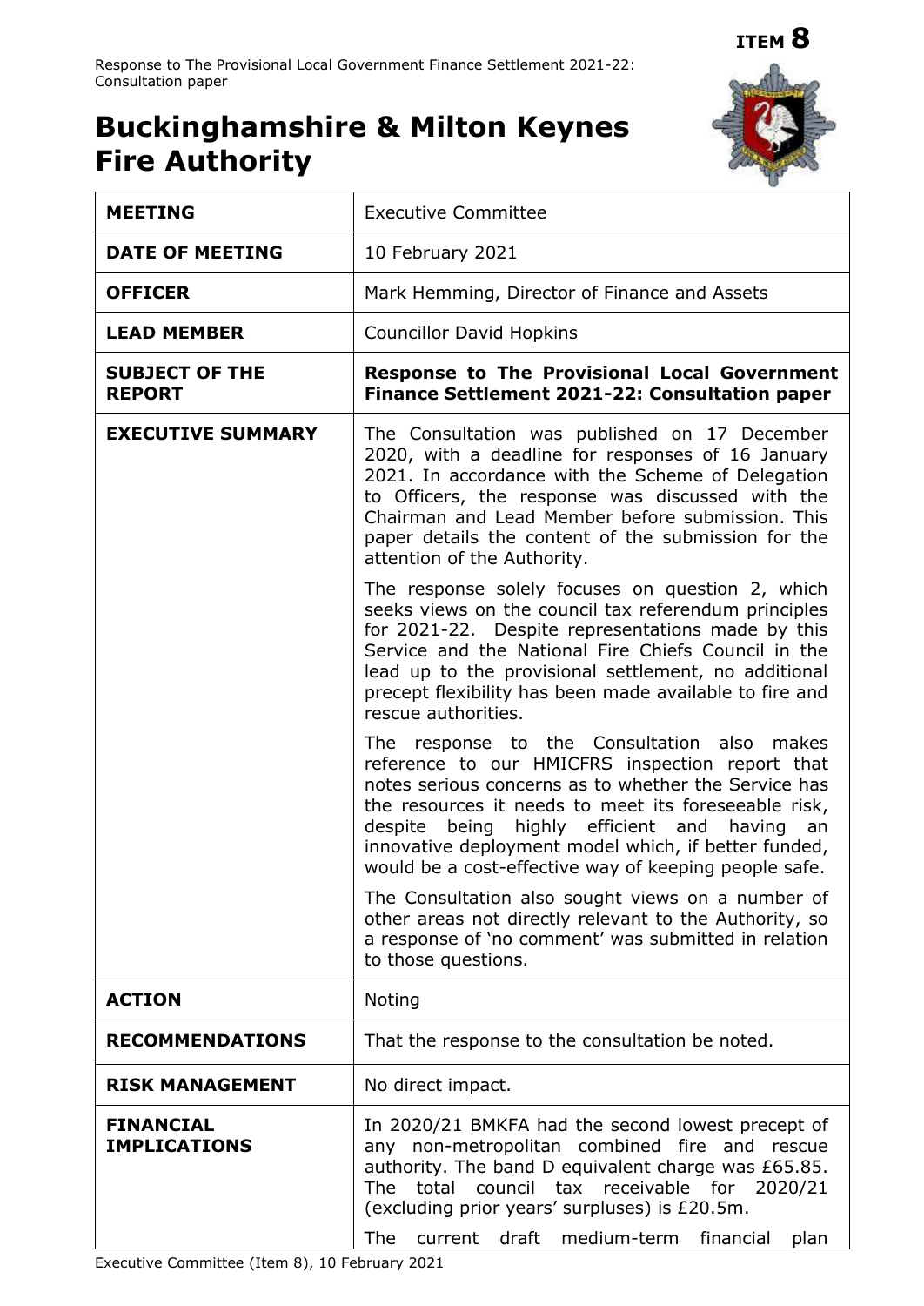**ITEM 8**

# Buckinghamshire & Milton Keynes Fire Authority

| | |
|---|---|
| **MEETING** | Executive Committee |
| **DATE OF MEETING** | 10 February 2021 |
| **OFFICER** | Mark Hemming, Director of Finance and Assets |
| **LEAD MEMBER** | Councillor David Hopkins |
| **SUBJECT OF THE REPORT** | **Response to The Provisional Local Government Finance Settlement 2021-22: Consultation paper** |
| **EXECUTIVE SUMMARY** | The Consultation was published on 17 December 2020, with a deadline for responses of 16 January 2021. In accordance with the Scheme of Delegation to Officers, the response was discussed with the Chairman and Lead Member before submission. This paper details the content of the submission for the attention of the Authority.<br><br>The response solely focuses on question 2, which seeks views on the council tax referendum principles for 2021-22. Despite representations made by this Service and the National Fire Chiefs Council in the lead up to the provisional settlement, no additional precept flexibility has been made available to fire and rescue authorities.<br><br>The response to the Consultation also makes reference to our HMICFRS inspection report that notes serious concerns as to whether the Service has the resources it needs to meet its foreseeable risk, despite being highly efficient and having an innovative deployment model which, if better funded, would be a cost-effective way of keeping people safe.<br><br>The Consultation also sought views on a number of other areas not directly relevant to the Authority, so a response of 'no comment' was submitted in relation to those questions. |
| **ACTION** | Noting |
| **RECOMMENDATIONS** | That the response to the consultation be noted. |
| **RISK MANAGEMENT** | No direct impact. |
| **FINANCIAL IMPLICATIONS** | In 2020/21 BMKFA had the second lowest precept of any non-metropolitan combined fire and rescue authority. The band D equivalent charge was £65.85. The total council tax receivable for 2020/21 (excluding prior years' surpluses) is £20.5m.<br><br>The current draft medium-term financial plan |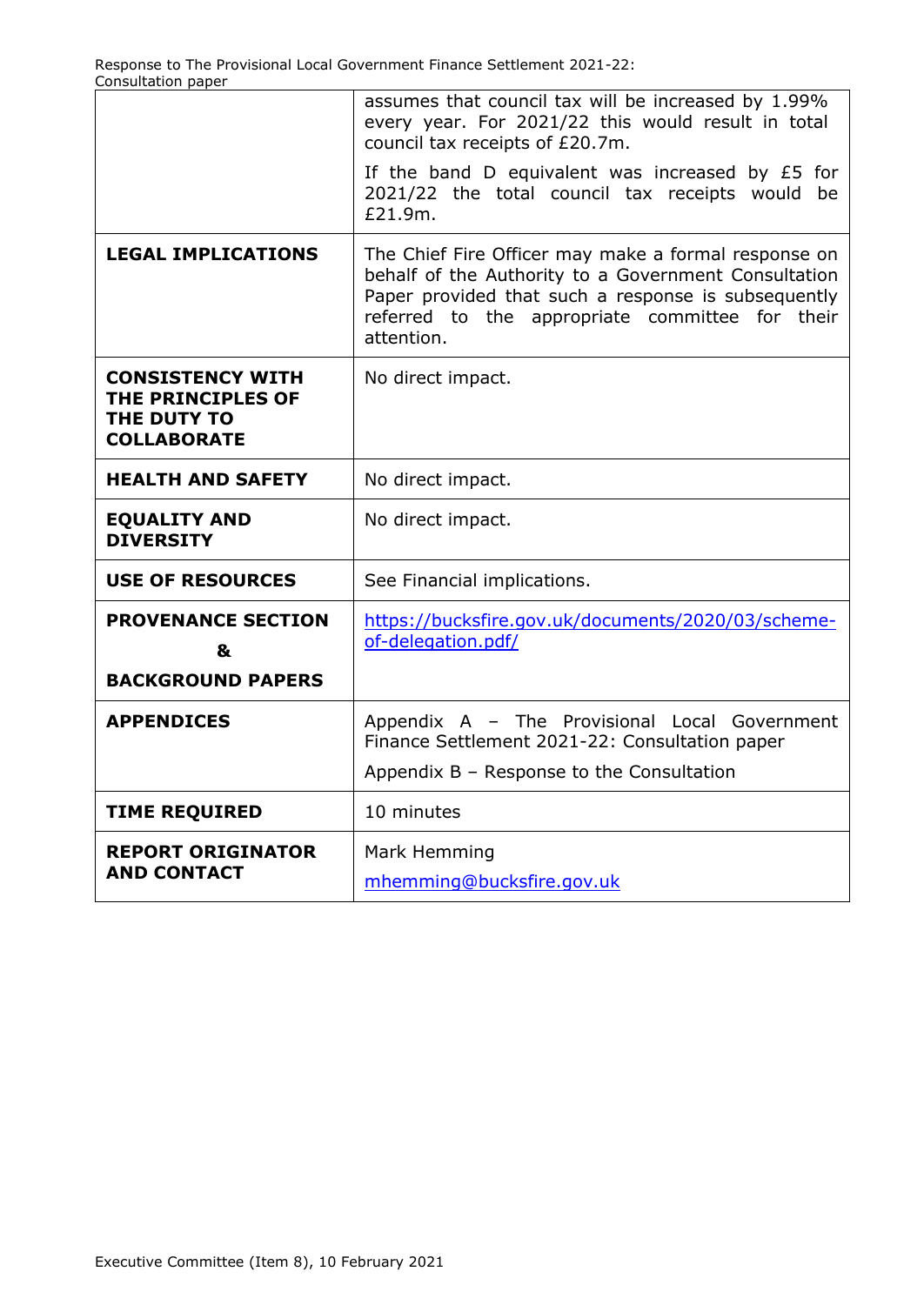| | |
|---|---|
| | assumes that council tax will be increased by 1.99% every year. For 2021/22 this would result in total council tax receipts of £20.7m.<br><br>If the band D equivalent was increased by £5 for 2021/22 the total council tax receipts would be £21.9m. |
| **LEGAL IMPLICATIONS** | The Chief Fire Officer may make a formal response on behalf of the Authority to a Government Consultation Paper provided that such a response is subsequently referred to the appropriate committee for their attention. |
| **CONSISTENCY WITH THE PRINCIPLES OF THE DUTY TO COLLABORATE** | No direct impact. |
| **HEALTH AND SAFETY** | No direct impact. |
| **EQUALITY AND DIVERSITY** | No direct impact. |
| **USE OF RESOURCES** | See Financial implications. |
| **PROVENANCE SECTION & BACKGROUND PAPERS** | https://bucksfire.gov.uk/documents/2020/03/scheme-of-delegation.pdf/ |
| **APPENDICES** | Appendix A – The Provisional Local Government Finance Settlement 2021-22: Consultation paper<br><br>Appendix B – Response to the Consultation |
| **TIME REQUIRED** | 10 minutes |
| **REPORT ORIGINATOR AND CONTACT** | Mark Hemming<br><br>mhemming@bucksfire.gov.uk |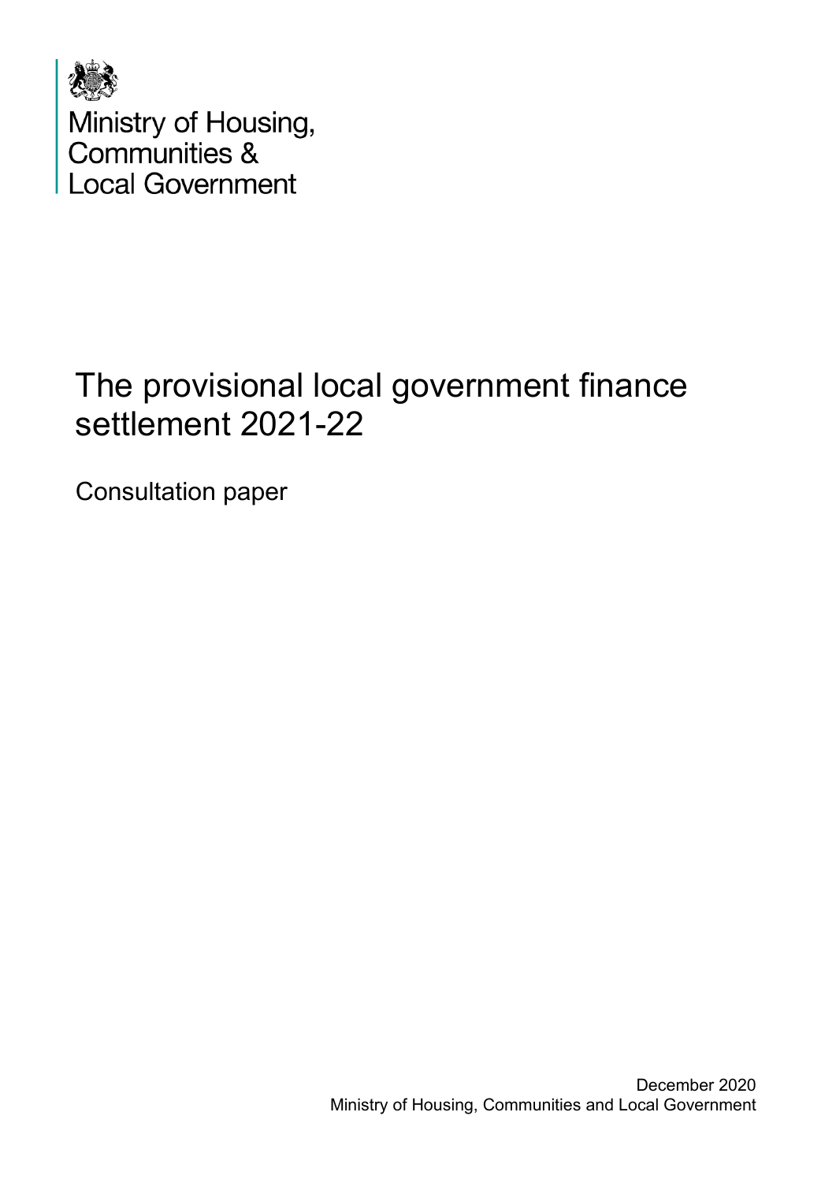Ministry of Housing, Communities & Local Government

# The provisional local government finance settlement 2021-22

Consultation paper

December 2020
Ministry of Housing, Communities and Local Government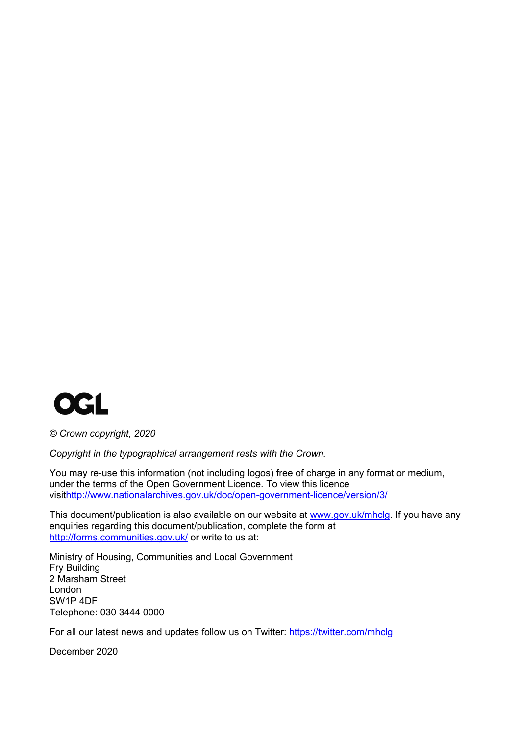OGL

*© Crown copyright, 2020*

*Copyright in the typographical arrangement rests with the Crown.*

You may re-use this information (not including logos) free of charge in any format or medium, under the terms of the Open Government Licence. To view this licence visithttp://www.nationalarchives.gov.uk/doc/open-government-licence/version/3/

This document/publication is also available on our website at www.gov.uk/mhclg. If you have any enquiries regarding this document/publication, complete the form at http://forms.communities.gov.uk/ or write to us at:

Ministry of Housing, Communities and Local Government
Fry Building
2 Marsham Street
London
SW1P 4DF
Telephone: 030 3444 0000

For all our latest news and updates follow us on Twitter: https://twitter.com/mhclg

December 2020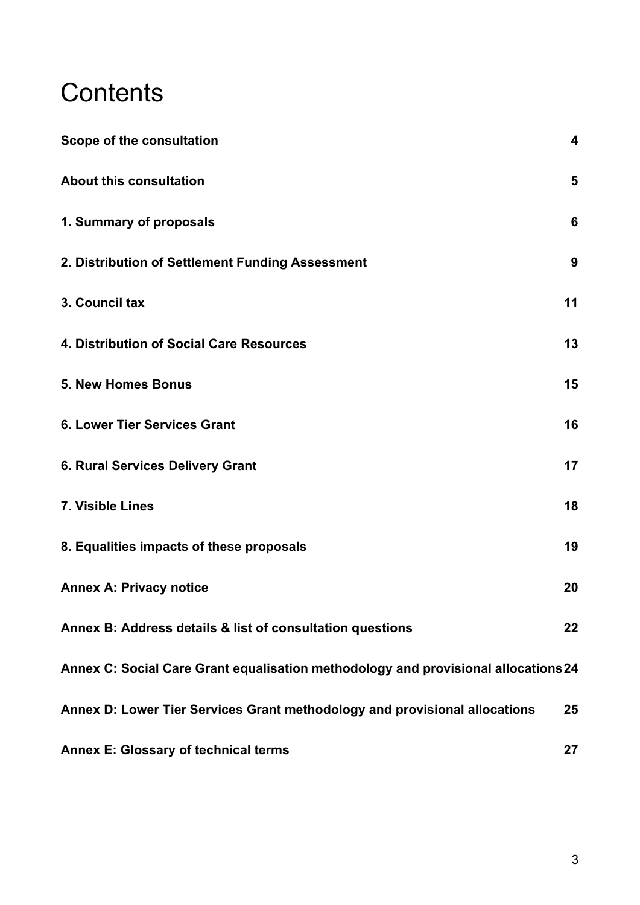# Contents

| | |
|---|---|
| **Scope of the consultation** | **4** |
| **About this consultation** | **5** |
| **1. Summary of proposals** | **6** |
| **2. Distribution of Settlement Funding Assessment** | **9** |
| **3. Council tax** | **11** |
| **4. Distribution of Social Care Resources** | **13** |
| **5. New Homes Bonus** | **15** |
| **6. Lower Tier Services Grant** | **16** |
| **6. Rural Services Delivery Grant** | **17** |
| **7. Visible Lines** | **18** |
| **8. Equalities impacts of these proposals** | **19** |
| **Annex A: Privacy notice** | **20** |
| **Annex B: Address details & list of consultation questions** | **22** |
| **Annex C: Social Care Grant equalisation methodology and provisional allocations** | **24** |
| **Annex D: Lower Tier Services Grant methodology and provisional allocations** | **25** |
| **Annex E: Glossary of technical terms** | **27** |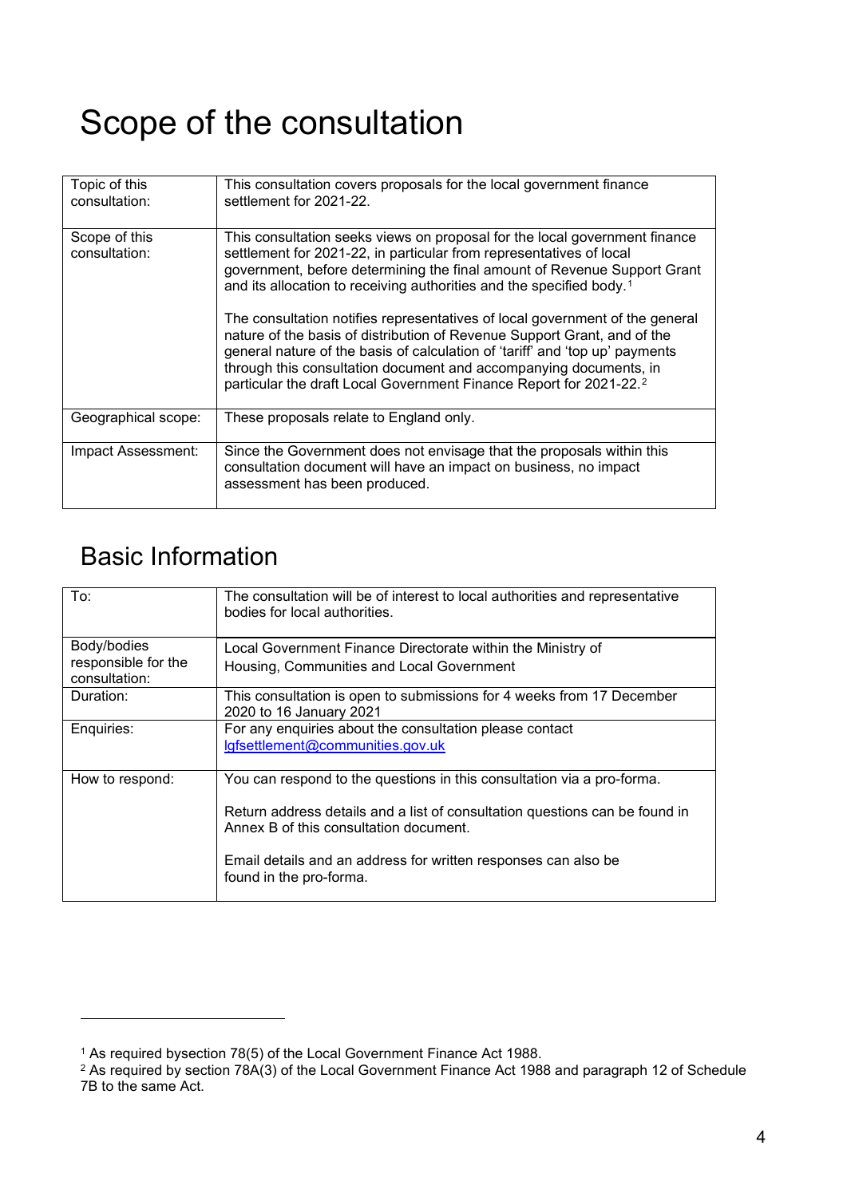# Scope of the consultation

| | |
|---|---|
| Topic of this consultation: | This consultation covers proposals for the local government finance settlement for 2021-22. |
| Scope of this consultation: | This consultation seeks views on proposal for the local government finance settlement for 2021-22, in particular from representatives of local government, before determining the final amount of Revenue Support Grant and its allocation to receiving authorities and the specified body.[1]<br><br>The consultation notifies representatives of local government of the general nature of the basis of distribution of Revenue Support Grant, and of the general nature of the basis of calculation of 'tariff' and 'top up' payments through this consultation document and accompanying documents, in particular the draft Local Government Finance Report for 2021-22.[2] |
| Geographical scope: | These proposals relate to England only. |
| Impact Assessment: | Since the Government does not envisage that the proposals within this consultation document will have an impact on business, no impact assessment has been produced. |

## Basic Information

| | |
|---|---|
| To: | The consultation will be of interest to local authorities and representative bodies for local authorities. |
| Body/bodies responsible for the consultation: | Local Government Finance Directorate within the Ministry of Housing, Communities and Local Government |
| Duration: | This consultation is open to submissions for 4 weeks from 17 December 2020 to 16 January 2021 |
| Enquiries: | For any enquiries about the consultation please contact lgfsettlement@communities.gov.uk |
| How to respond: | You can respond to the questions in this consultation via a pro-forma.<br><br>Return address details and a list of consultation questions can be found in Annex B of this consultation document.<br><br>Email details and an address for written responses can also be found in the pro-forma. |

---

[1] As required bysection 78(5) of the Local Government Finance Act 1988.

[2] As required by section 78A(3) of the Local Government Finance Act 1988 and paragraph 12 of Schedule 7B to the same Act.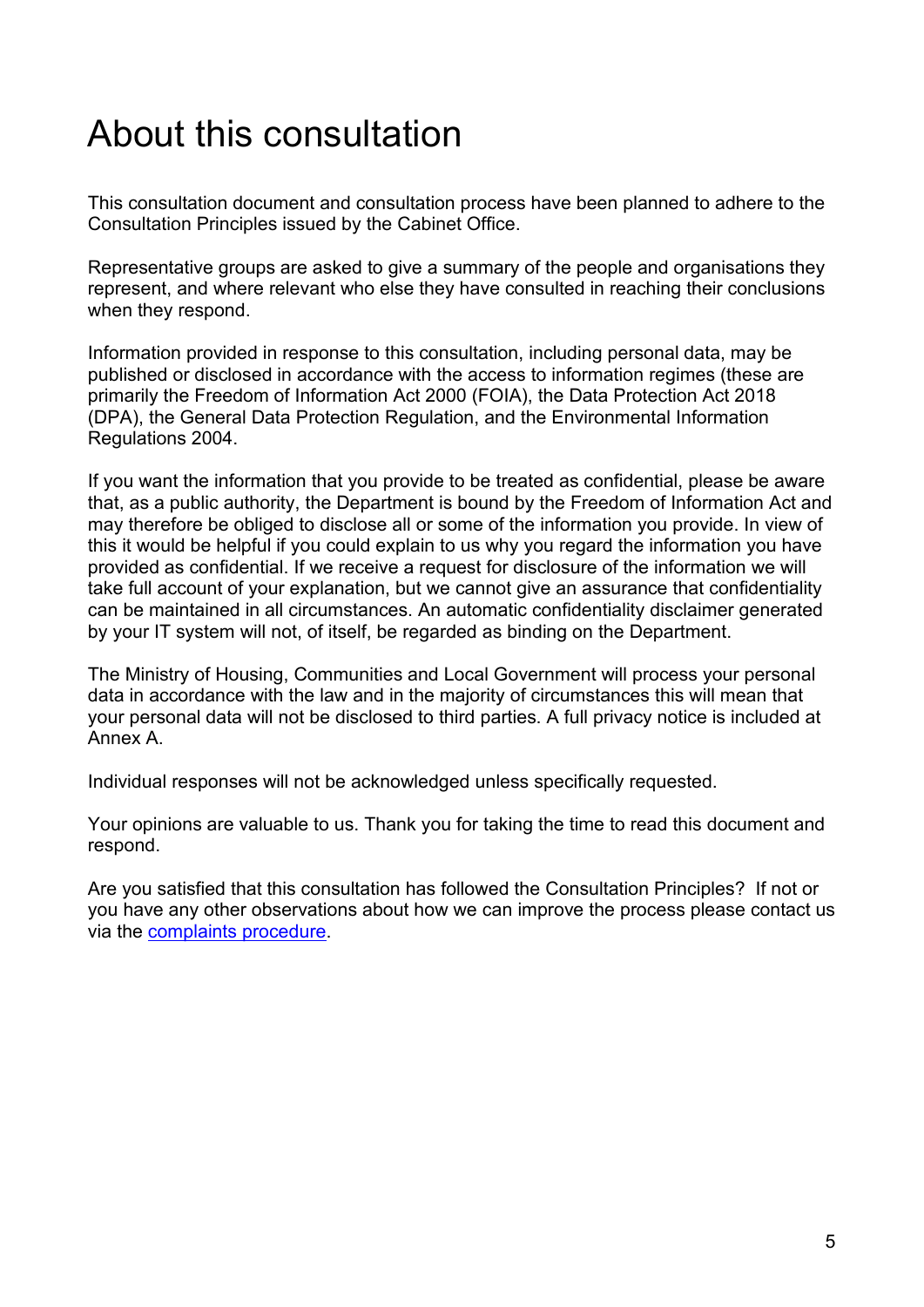# About this consultation

This consultation document and consultation process have been planned to adhere to the Consultation Principles issued by the Cabinet Office.

Representative groups are asked to give a summary of the people and organisations they represent, and where relevant who else they have consulted in reaching their conclusions when they respond.

Information provided in response to this consultation, including personal data, may be published or disclosed in accordance with the access to information regimes (these are primarily the Freedom of Information Act 2000 (FOIA), the Data Protection Act 2018 (DPA), the General Data Protection Regulation, and the Environmental Information Regulations 2004.

If you want the information that you provide to be treated as confidential, please be aware that, as a public authority, the Department is bound by the Freedom of Information Act and may therefore be obliged to disclose all or some of the information you provide. In view of this it would be helpful if you could explain to us why you regard the information you have provided as confidential. If we receive a request for disclosure of the information we will take full account of your explanation, but we cannot give an assurance that confidentiality can be maintained in all circumstances. An automatic confidentiality disclaimer generated by your IT system will not, of itself, be regarded as binding on the Department.

The Ministry of Housing, Communities and Local Government will process your personal data in accordance with the law and in the majority of circumstances this will mean that your personal data will not be disclosed to third parties. A full privacy notice is included at Annex A.

Individual responses will not be acknowledged unless specifically requested.

Your opinions are valuable to us. Thank you for taking the time to read this document and respond.

Are you satisfied that this consultation has followed the Consultation Principles? If not or you have any other observations about how we can improve the process please contact us via the complaints procedure.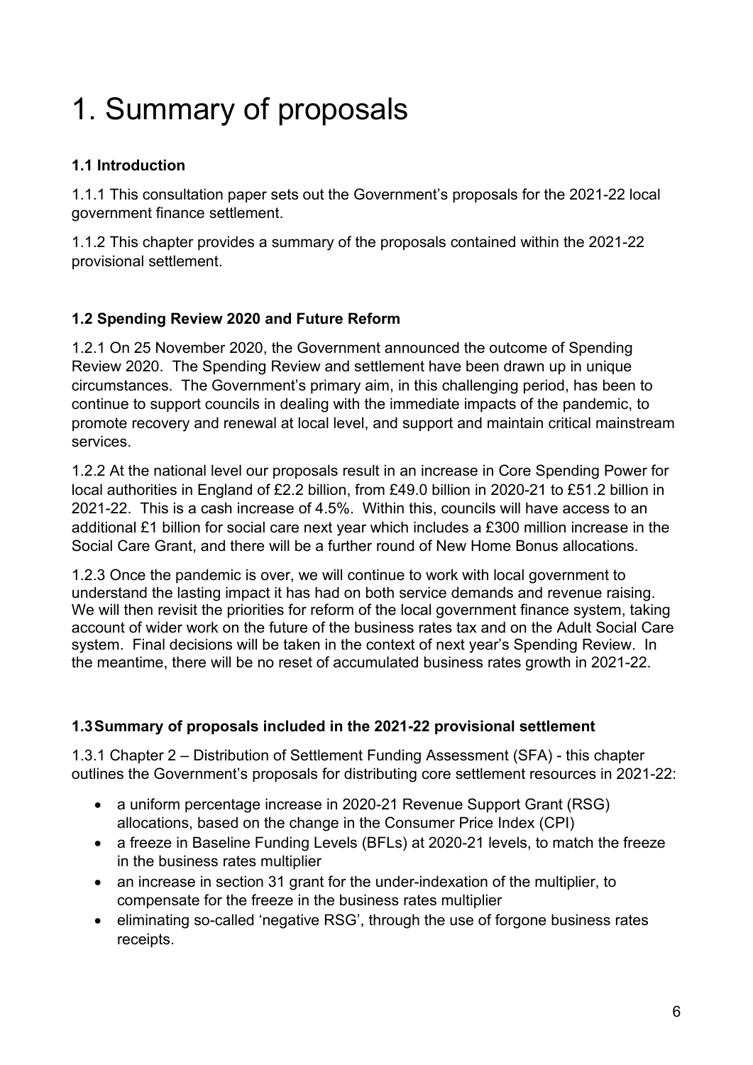# 1. Summary of proposals

### 1.1 Introduction

1.1.1 This consultation paper sets out the Government's proposals for the 2021-22 local government finance settlement.

1.1.2 This chapter provides a summary of the proposals contained within the 2021-22 provisional settlement.

### 1.2 Spending Review 2020 and Future Reform

1.2.1 On 25 November 2020, the Government announced the outcome of Spending Review 2020. The Spending Review and settlement have been drawn up in unique circumstances. The Government's primary aim, in this challenging period, has been to continue to support councils in dealing with the immediate impacts of the pandemic, to promote recovery and renewal at local level, and support and maintain critical mainstream services.

1.2.2 At the national level our proposals result in an increase in Core Spending Power for local authorities in England of £2.2 billion, from £49.0 billion in 2020-21 to £51.2 billion in 2021-22. This is a cash increase of 4.5%. Within this, councils will have access to an additional £1 billion for social care next year which includes a £300 million increase in the Social Care Grant, and there will be a further round of New Home Bonus allocations.

1.2.3 Once the pandemic is over, we will continue to work with local government to understand the lasting impact it has had on both service demands and revenue raising. We will then revisit the priorities for reform of the local government finance system, taking account of wider work on the future of the business rates tax and on the Adult Social Care system. Final decisions will be taken in the context of next year's Spending Review. In the meantime, there will be no reset of accumulated business rates growth in 2021-22.

### 1.3 Summary of proposals included in the 2021-22 provisional settlement

1.3.1 Chapter 2 – Distribution of Settlement Funding Assessment (SFA) - this chapter outlines the Government's proposals for distributing core settlement resources in 2021-22:

- a uniform percentage increase in 2020-21 Revenue Support Grant (RSG) allocations, based on the change in the Consumer Price Index (CPI)
- a freeze in Baseline Funding Levels (BFLs) at 2020-21 levels, to match the freeze in the business rates multiplier
- an increase in section 31 grant for the under-indexation of the multiplier, to compensate for the freeze in the business rates multiplier
- eliminating so-called 'negative RSG', through the use of forgone business rates receipts.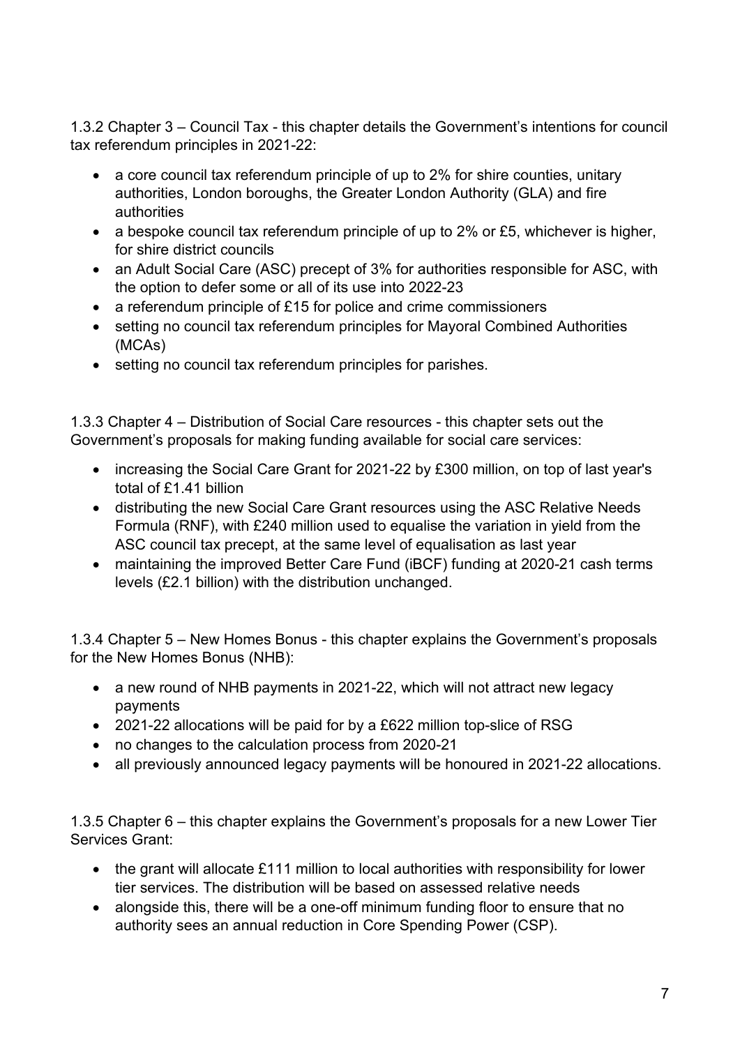1.3.2 Chapter 3 – Council Tax - this chapter details the Government's intentions for council tax referendum principles in 2021-22:

- a core council tax referendum principle of up to 2% for shire counties, unitary authorities, London boroughs, the Greater London Authority (GLA) and fire authorities
- a bespoke council tax referendum principle of up to 2% or £5, whichever is higher, for shire district councils
- an Adult Social Care (ASC) precept of 3% for authorities responsible for ASC, with the option to defer some or all of its use into 2022-23
- a referendum principle of £15 for police and crime commissioners
- setting no council tax referendum principles for Mayoral Combined Authorities (MCAs)
- setting no council tax referendum principles for parishes.

1.3.3 Chapter 4 – Distribution of Social Care resources - this chapter sets out the Government's proposals for making funding available for social care services:

- increasing the Social Care Grant for 2021-22 by £300 million, on top of last year's total of £1.41 billion
- distributing the new Social Care Grant resources using the ASC Relative Needs Formula (RNF), with £240 million used to equalise the variation in yield from the ASC council tax precept, at the same level of equalisation as last year
- maintaining the improved Better Care Fund (iBCF) funding at 2020-21 cash terms levels (£2.1 billion) with the distribution unchanged.

1.3.4 Chapter 5 – New Homes Bonus - this chapter explains the Government's proposals for the New Homes Bonus (NHB):

- a new round of NHB payments in 2021-22, which will not attract new legacy payments
- 2021-22 allocations will be paid for by a £622 million top-slice of RSG
- no changes to the calculation process from 2020-21
- all previously announced legacy payments will be honoured in 2021-22 allocations.

1.3.5 Chapter 6 – this chapter explains the Government's proposals for a new Lower Tier Services Grant:

- the grant will allocate £111 million to local authorities with responsibility for lower tier services. The distribution will be based on assessed relative needs
- alongside this, there will be a one-off minimum funding floor to ensure that no authority sees an annual reduction in Core Spending Power (CSP).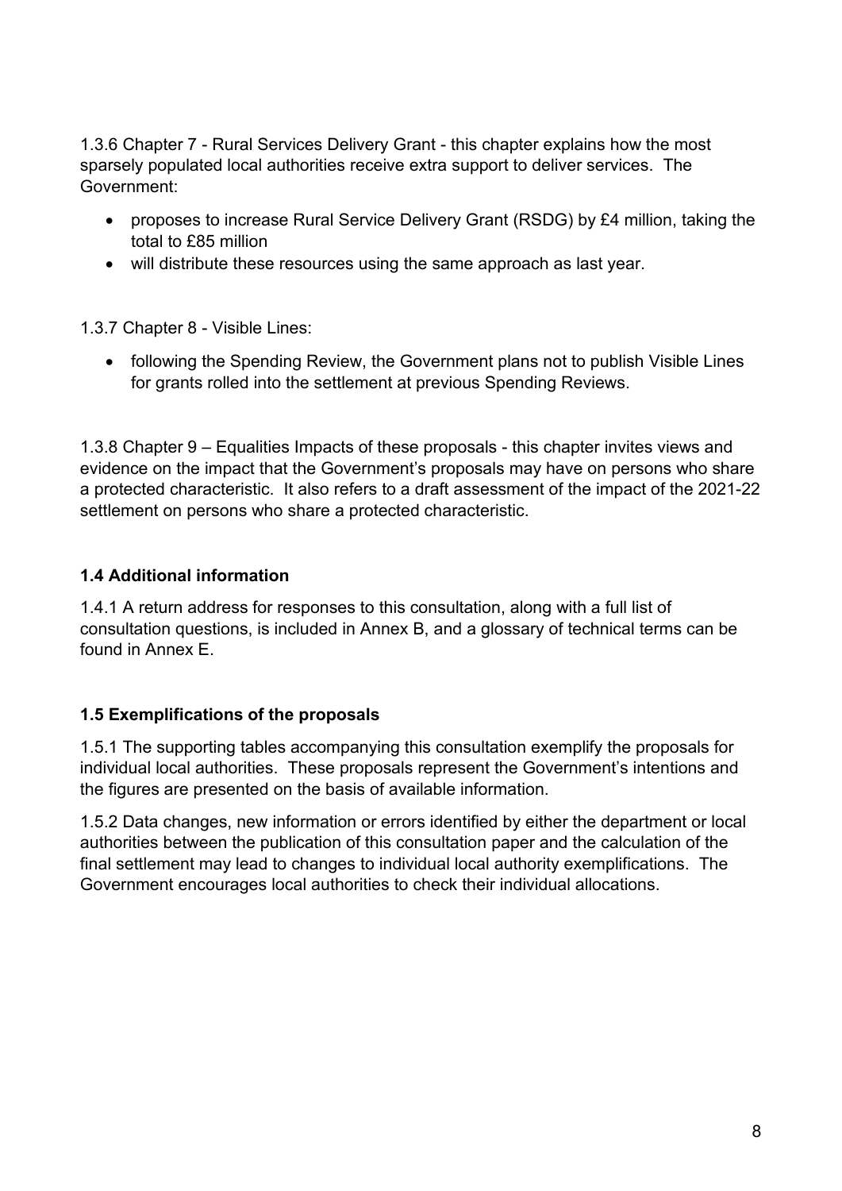1.3.6 Chapter 7 - Rural Services Delivery Grant - this chapter explains how the most sparsely populated local authorities receive extra support to deliver services. The Government:

- proposes to increase Rural Service Delivery Grant (RSDG) by £4 million, taking the total to £85 million
- will distribute these resources using the same approach as last year.

1.3.7 Chapter 8 - Visible Lines:

- following the Spending Review, the Government plans not to publish Visible Lines for grants rolled into the settlement at previous Spending Reviews.

1.3.8 Chapter 9 – Equalities Impacts of these proposals - this chapter invites views and evidence on the impact that the Government's proposals may have on persons who share a protected characteristic. It also refers to a draft assessment of the impact of the 2021-22 settlement on persons who share a protected characteristic.

### 1.4 Additional information

1.4.1 A return address for responses to this consultation, along with a full list of consultation questions, is included in Annex B, and a glossary of technical terms can be found in Annex E.

### 1.5 Exemplifications of the proposals

1.5.1 The supporting tables accompanying this consultation exemplify the proposals for individual local authorities. These proposals represent the Government's intentions and the figures are presented on the basis of available information.

1.5.2 Data changes, new information or errors identified by either the department or local authorities between the publication of this consultation paper and the calculation of the final settlement may lead to changes to individual local authority exemplifications. The Government encourages local authorities to check their individual allocations.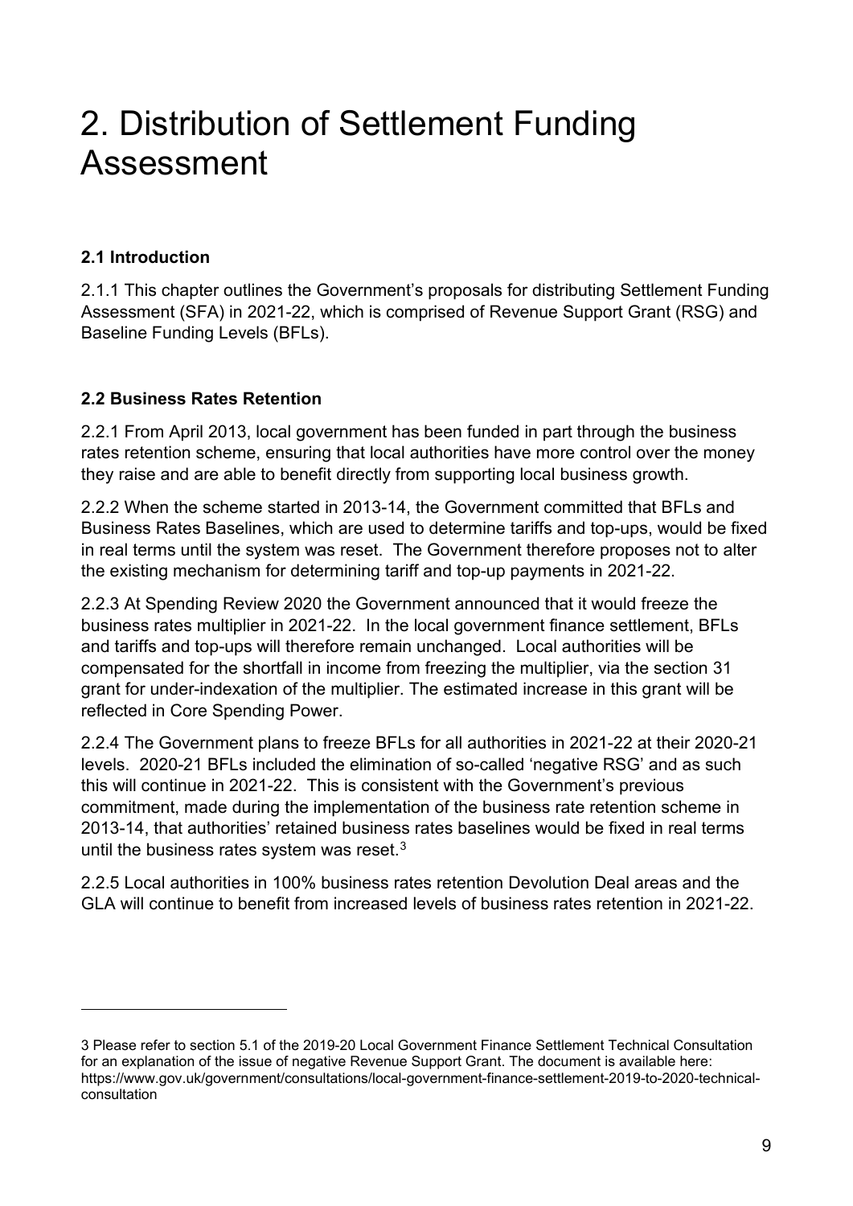# 2. Distribution of Settlement Funding Assessment

### 2.1 Introduction

2.1.1 This chapter outlines the Government's proposals for distributing Settlement Funding Assessment (SFA) in 2021-22, which is comprised of Revenue Support Grant (RSG) and Baseline Funding Levels (BFLs).

### 2.2 Business Rates Retention

2.2.1 From April 2013, local government has been funded in part through the business rates retention scheme, ensuring that local authorities have more control over the money they raise and are able to benefit directly from supporting local business growth.

2.2.2 When the scheme started in 2013-14, the Government committed that BFLs and Business Rates Baselines, which are used to determine tariffs and top-ups, would be fixed in real terms until the system was reset. The Government therefore proposes not to alter the existing mechanism for determining tariff and top-up payments in 2021-22.

2.2.3 At Spending Review 2020 the Government announced that it would freeze the business rates multiplier in 2021-22. In the local government finance settlement, BFLs and tariffs and top-ups will therefore remain unchanged. Local authorities will be compensated for the shortfall in income from freezing the multiplier, via the section 31 grant for under-indexation of the multiplier. The estimated increase in this grant will be reflected in Core Spending Power.

2.2.4 The Government plans to freeze BFLs for all authorities in 2021-22 at their 2020-21 levels. 2020-21 BFLs included the elimination of so-called 'negative RSG' and as such this will continue in 2021-22. This is consistent with the Government's previous commitment, made during the implementation of the business rate retention scheme in 2013-14, that authorities' retained business rates baselines would be fixed in real terms until the business rates system was reset.[3]

2.2.5 Local authorities in 100% business rates retention Devolution Deal areas and the GLA will continue to benefit from increased levels of business rates retention in 2021-22.

---

3 Please refer to section 5.1 of the 2019-20 Local Government Finance Settlement Technical Consultation for an explanation of the issue of negative Revenue Support Grant. The document is available here: https://www.gov.uk/government/consultations/local-government-finance-settlement-2019-to-2020-technical-consultation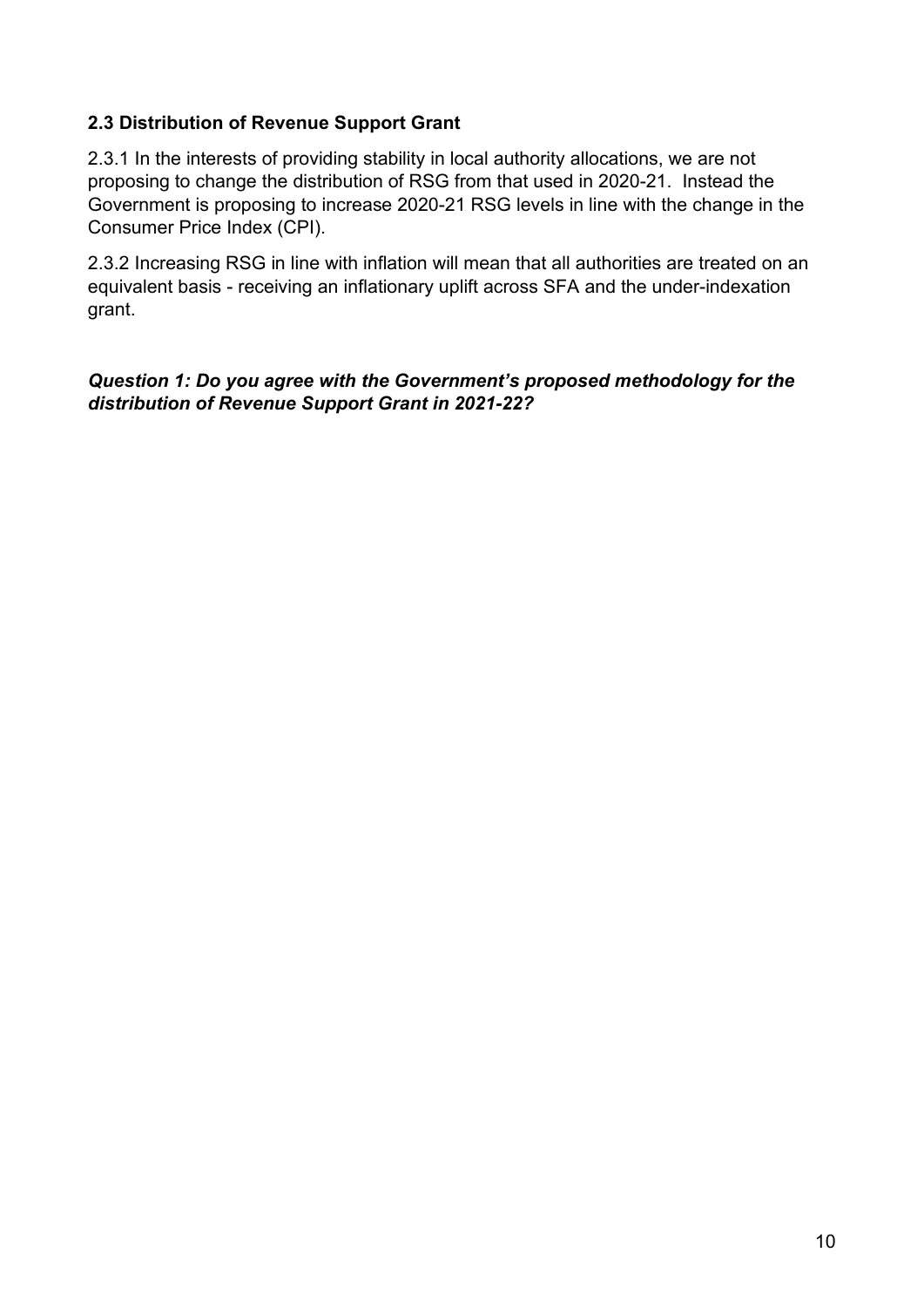### 2.3 Distribution of Revenue Support Grant

2.3.1 In the interests of providing stability in local authority allocations, we are not proposing to change the distribution of RSG from that used in 2020-21. Instead the Government is proposing to increase 2020-21 RSG levels in line with the change in the Consumer Price Index (CPI).

2.3.2 Increasing RSG in line with inflation will mean that all authorities are treated on an equivalent basis - receiving an inflationary uplift across SFA and the under-indexation grant.

***Question 1: Do you agree with the Government's proposed methodology for the distribution of Revenue Support Grant in 2021-22?***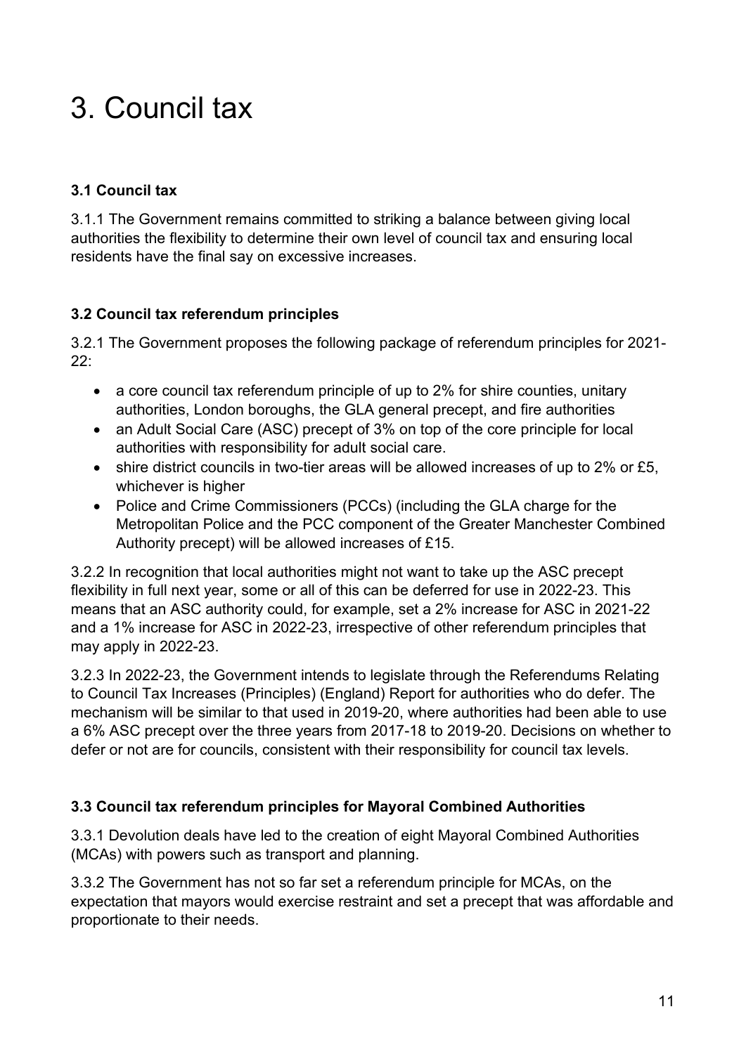# 3. Council tax

### 3.1 Council tax

3.1.1 The Government remains committed to striking a balance between giving local authorities the flexibility to determine their own level of council tax and ensuring local residents have the final say on excessive increases.

### 3.2 Council tax referendum principles

3.2.1 The Government proposes the following package of referendum principles for 2021-22:

- a core council tax referendum principle of up to 2% for shire counties, unitary authorities, London boroughs, the GLA general precept, and fire authorities
- an Adult Social Care (ASC) precept of 3% on top of the core principle for local authorities with responsibility for adult social care.
- shire district councils in two-tier areas will be allowed increases of up to 2% or £5, whichever is higher
- Police and Crime Commissioners (PCCs) (including the GLA charge for the Metropolitan Police and the PCC component of the Greater Manchester Combined Authority precept) will be allowed increases of £15.

3.2.2 In recognition that local authorities might not want to take up the ASC precept flexibility in full next year, some or all of this can be deferred for use in 2022-23. This means that an ASC authority could, for example, set a 2% increase for ASC in 2021-22 and a 1% increase for ASC in 2022-23, irrespective of other referendum principles that may apply in 2022-23.

3.2.3 In 2022-23, the Government intends to legislate through the Referendums Relating to Council Tax Increases (Principles) (England) Report for authorities who do defer. The mechanism will be similar to that used in 2019-20, where authorities had been able to use a 6% ASC precept over the three years from 2017-18 to 2019-20. Decisions on whether to defer or not are for councils, consistent with their responsibility for council tax levels.

### 3.3 Council tax referendum principles for Mayoral Combined Authorities

3.3.1 Devolution deals have led to the creation of eight Mayoral Combined Authorities (MCAs) with powers such as transport and planning.

3.3.2 The Government has not so far set a referendum principle for MCAs, on the expectation that mayors would exercise restraint and set a precept that was affordable and proportionate to their needs.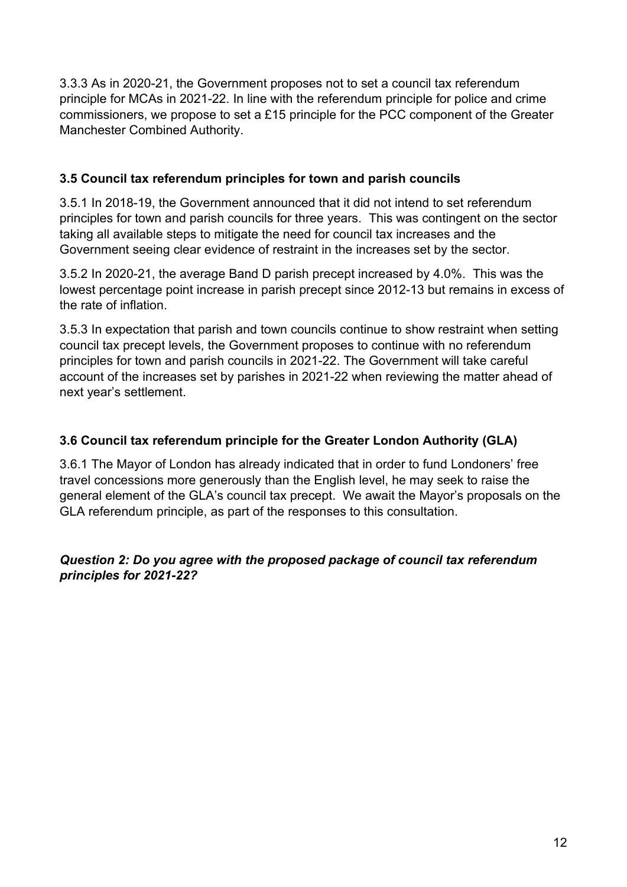3.3.3 As in 2020-21, the Government proposes not to set a council tax referendum principle for MCAs in 2021-22. In line with the referendum principle for police and crime commissioners, we propose to set a £15 principle for the PCC component of the Greater Manchester Combined Authority.

### 3.5 Council tax referendum principles for town and parish councils

3.5.1 In 2018-19, the Government announced that it did not intend to set referendum principles for town and parish councils for three years. This was contingent on the sector taking all available steps to mitigate the need for council tax increases and the Government seeing clear evidence of restraint in the increases set by the sector.

3.5.2 In 2020-21, the average Band D parish precept increased by 4.0%. This was the lowest percentage point increase in parish precept since 2012-13 but remains in excess of the rate of inflation.

3.5.3 In expectation that parish and town councils continue to show restraint when setting council tax precept levels, the Government proposes to continue with no referendum principles for town and parish councils in 2021-22. The Government will take careful account of the increases set by parishes in 2021-22 when reviewing the matter ahead of next year's settlement.

### 3.6 Council tax referendum principle for the Greater London Authority (GLA)

3.6.1 The Mayor of London has already indicated that in order to fund Londoners' free travel concessions more generously than the English level, he may seek to raise the general element of the GLA's council tax precept. We await the Mayor's proposals on the GLA referendum principle, as part of the responses to this consultation.

***Question 2: Do you agree with the proposed package of council tax referendum principles for 2021-22?***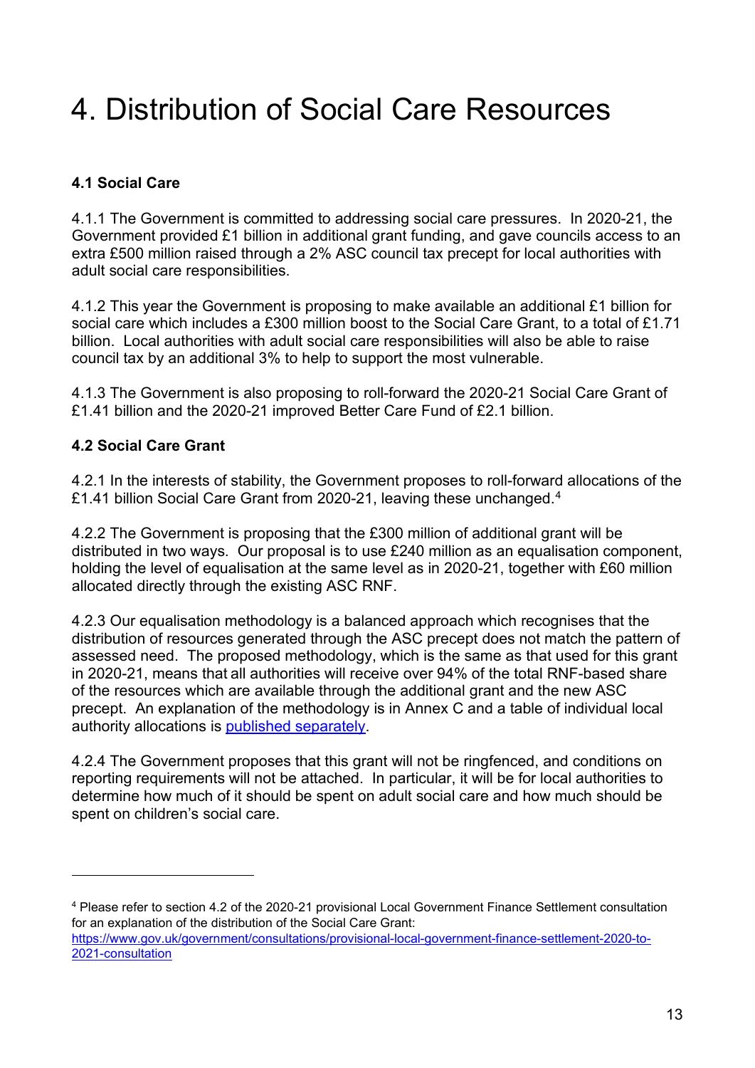# 4. Distribution of Social Care Resources

## 4.1 Social Care

4.1.1 The Government is committed to addressing social care pressures. In 2020-21, the Government provided £1 billion in additional grant funding, and gave councils access to an extra £500 million raised through a 2% ASC council tax precept for local authorities with adult social care responsibilities.

4.1.2 This year the Government is proposing to make available an additional £1 billion for social care which includes a £300 million boost to the Social Care Grant, to a total of £1.71 billion. Local authorities with adult social care responsibilities will also be able to raise council tax by an additional 3% to help to support the most vulnerable.

4.1.3 The Government is also proposing to roll-forward the 2020-21 Social Care Grant of £1.41 billion and the 2020-21 improved Better Care Fund of £2.1 billion.

## 4.2 Social Care Grant

4.2.1 In the interests of stability, the Government proposes to roll-forward allocations of the £1.41 billion Social Care Grant from 2020-21, leaving these unchanged.[4]

4.2.2 The Government is proposing that the £300 million of additional grant will be distributed in two ways. Our proposal is to use £240 million as an equalisation component, holding the level of equalisation at the same level as in 2020-21, together with £60 million allocated directly through the existing ASC RNF.

4.2.3 Our equalisation methodology is a balanced approach which recognises that the distribution of resources generated through the ASC precept does not match the pattern of assessed need. The proposed methodology, which is the same as that used for this grant in 2020-21, means that all authorities will receive over 94% of the total RNF-based share of the resources which are available through the additional grant and the new ASC precept. An explanation of the methodology is in Annex C and a table of individual local authority allocations is published separately.

4.2.4 The Government proposes that this grant will not be ringfenced, and conditions on reporting requirements will not be attached. In particular, it will be for local authorities to determine how much of it should be spent on adult social care and how much should be spent on children's social care.

---

[4] Please refer to section 4.2 of the 2020-21 provisional Local Government Finance Settlement consultation for an explanation of the distribution of the Social Care Grant: https://www.gov.uk/government/consultations/provisional-local-government-finance-settlement-2020-to-2021-consultation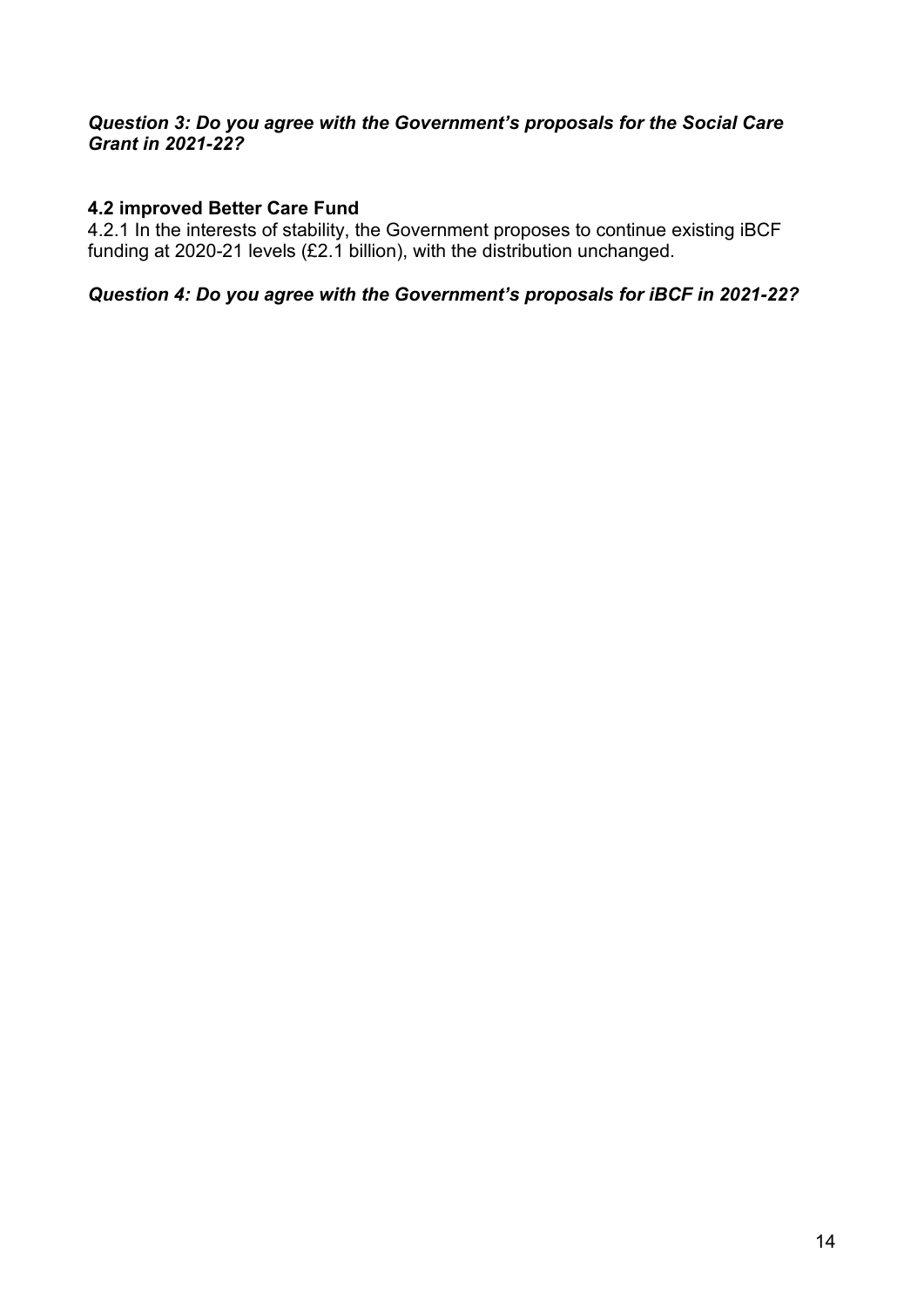***Question 3: Do you agree with the Government's proposals for the Social Care Grant in 2021-22?***

### 4.2 improved Better Care Fund

4.2.1 In the interests of stability, the Government proposes to continue existing iBCF funding at 2020-21 levels (£2.1 billion), with the distribution unchanged.

***Question 4: Do you agree with the Government's proposals for iBCF in 2021-22?***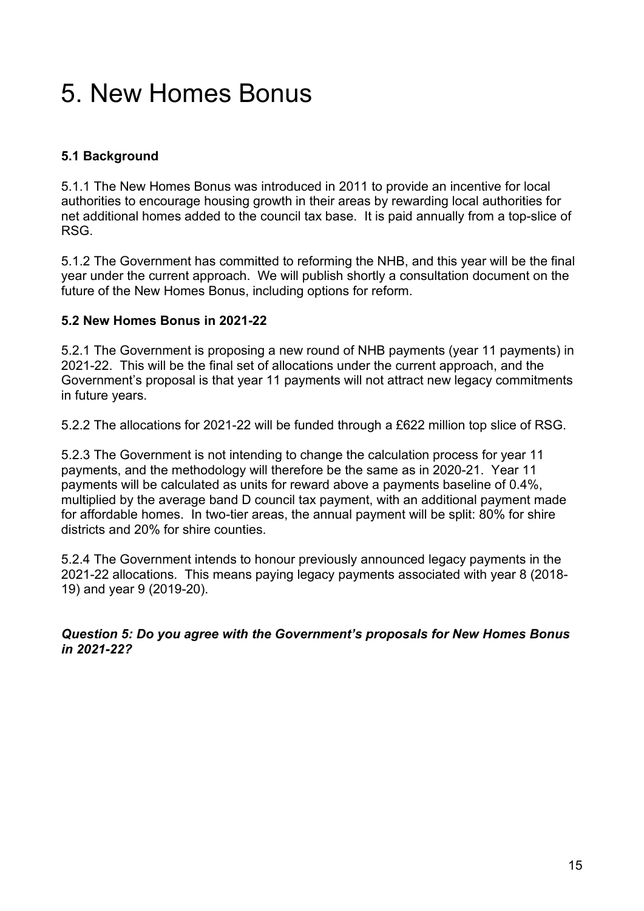# 5. New Homes Bonus

### 5.1 Background

5.1.1 The New Homes Bonus was introduced in 2011 to provide an incentive for local authorities to encourage housing growth in their areas by rewarding local authorities for net additional homes added to the council tax base. It is paid annually from a top-slice of RSG.

5.1.2 The Government has committed to reforming the NHB, and this year will be the final year under the current approach. We will publish shortly a consultation document on the future of the New Homes Bonus, including options for reform.

### 5.2 New Homes Bonus in 2021-22

5.2.1 The Government is proposing a new round of NHB payments (year 11 payments) in 2021-22. This will be the final set of allocations under the current approach, and the Government's proposal is that year 11 payments will not attract new legacy commitments in future years.

5.2.2 The allocations for 2021-22 will be funded through a £622 million top slice of RSG.

5.2.3 The Government is not intending to change the calculation process for year 11 payments, and the methodology will therefore be the same as in 2020-21. Year 11 payments will be calculated as units for reward above a payments baseline of 0.4%, multiplied by the average band D council tax payment, with an additional payment made for affordable homes. In two-tier areas, the annual payment will be split: 80% for shire districts and 20% for shire counties.

5.2.4 The Government intends to honour previously announced legacy payments in the 2021-22 allocations. This means paying legacy payments associated with year 8 (2018-19) and year 9 (2019-20).

***Question 5: Do you agree with the Government's proposals for New Homes Bonus in 2021-22?***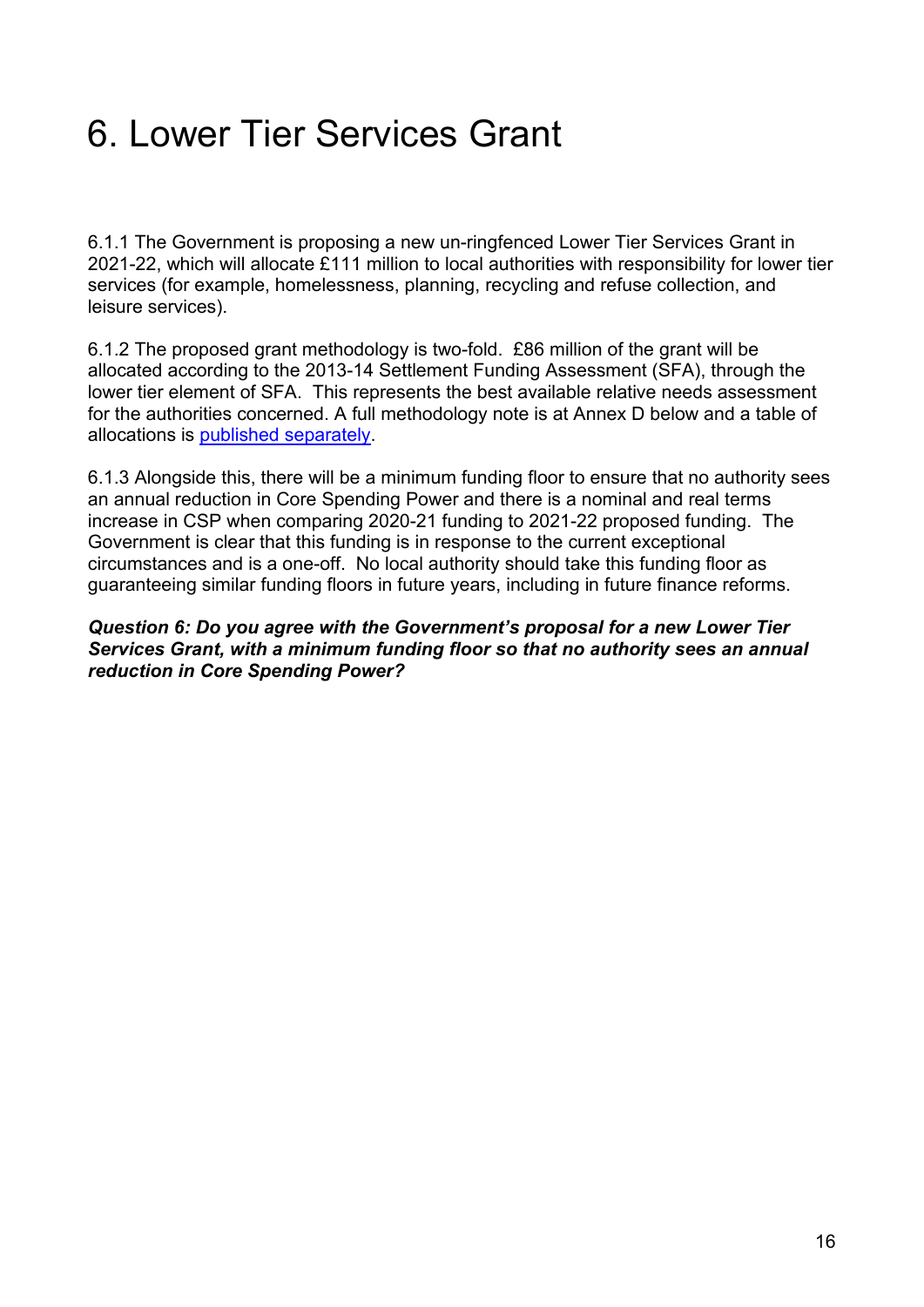# 6. Lower Tier Services Grant

6.1.1 The Government is proposing a new un-ringfenced Lower Tier Services Grant in 2021-22, which will allocate £111 million to local authorities with responsibility for lower tier services (for example, homelessness, planning, recycling and refuse collection, and leisure services).

6.1.2 The proposed grant methodology is two-fold. £86 million of the grant will be allocated according to the 2013-14 Settlement Funding Assessment (SFA), through the lower tier element of SFA. This represents the best available relative needs assessment for the authorities concerned. A full methodology note is at Annex D below and a table of allocations is published separately.

6.1.3 Alongside this, there will be a minimum funding floor to ensure that no authority sees an annual reduction in Core Spending Power and there is a nominal and real terms increase in CSP when comparing 2020-21 funding to 2021-22 proposed funding. The Government is clear that this funding is in response to the current exceptional circumstances and is a one-off. No local authority should take this funding floor as guaranteeing similar funding floors in future years, including in future finance reforms.

***Question 6: Do you agree with the Government's proposal for a new Lower Tier Services Grant, with a minimum funding floor so that no authority sees an annual reduction in Core Spending Power?***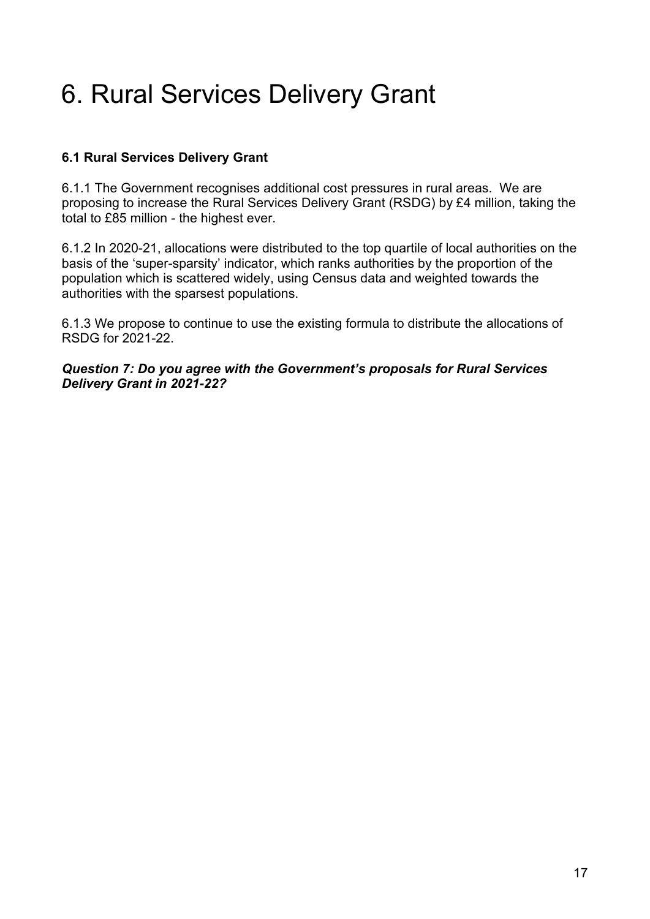# 6. Rural Services Delivery Grant

**6.1 Rural Services Delivery Grant**

6.1.1 The Government recognises additional cost pressures in rural areas. We are proposing to increase the Rural Services Delivery Grant (RSDG) by £4 million, taking the total to £85 million - the highest ever.

6.1.2 In 2020-21, allocations were distributed to the top quartile of local authorities on the basis of the 'super-sparsity' indicator, which ranks authorities by the proportion of the population which is scattered widely, using Census data and weighted towards the authorities with the sparsest populations.

6.1.3 We propose to continue to use the existing formula to distribute the allocations of RSDG for 2021-22.

***Question 7: Do you agree with the Government's proposals for Rural Services Delivery Grant in 2021-22?***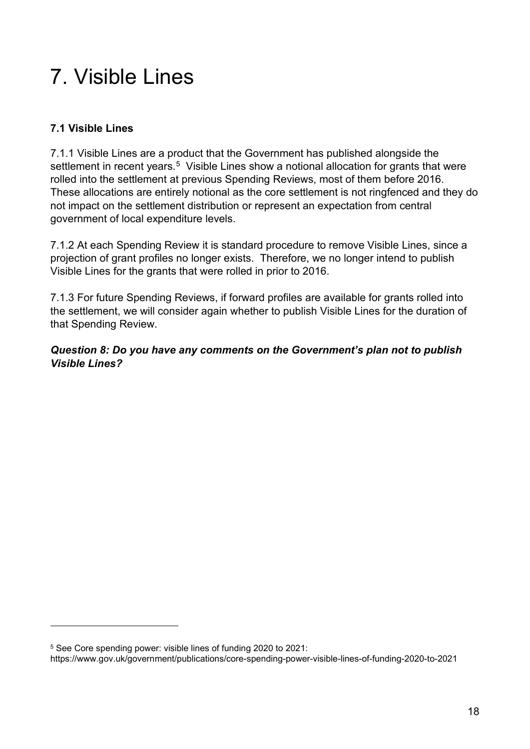# 7. Visible Lines

### 7.1 Visible Lines

7.1.1 Visible Lines are a product that the Government has published alongside the settlement in recent years.[5] Visible Lines show a notional allocation for grants that were rolled into the settlement at previous Spending Reviews, most of them before 2016. These allocations are entirely notional as the core settlement is not ringfenced and they do not impact on the settlement distribution or represent an expectation from central government of local expenditure levels.

7.1.2 At each Spending Review it is standard procedure to remove Visible Lines, since a projection of grant profiles no longer exists. Therefore, we no longer intend to publish Visible Lines for the grants that were rolled in prior to 2016.

7.1.3 For future Spending Reviews, if forward profiles are available for grants rolled into the settlement, we will consider again whether to publish Visible Lines for the duration of that Spending Review.

***Question 8: Do you have any comments on the Government's plan not to publish Visible Lines?***

---

[5] See Core spending power: visible lines of funding 2020 to 2021: https://www.gov.uk/government/publications/core-spending-power-visible-lines-of-funding-2020-to-2021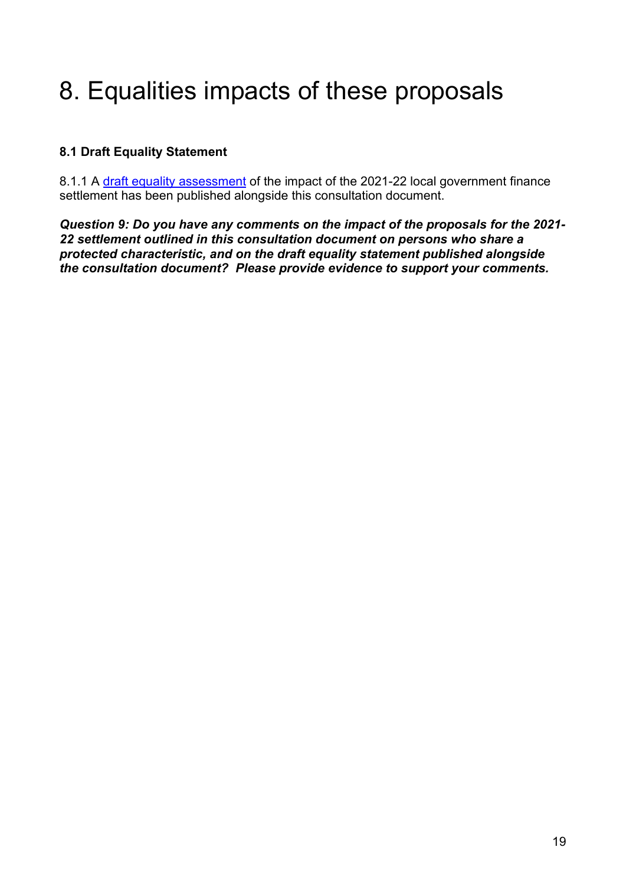# 8. Equalities impacts of these proposals

### 8.1 Draft Equality Statement

8.1.1 A draft equality assessment of the impact of the 2021-22 local government finance settlement has been published alongside this consultation document.

***Question 9: Do you have any comments on the impact of the proposals for the 2021-22 settlement outlined in this consultation document on persons who share a protected characteristic, and on the draft equality statement published alongside the consultation document? Please provide evidence to support your comments.***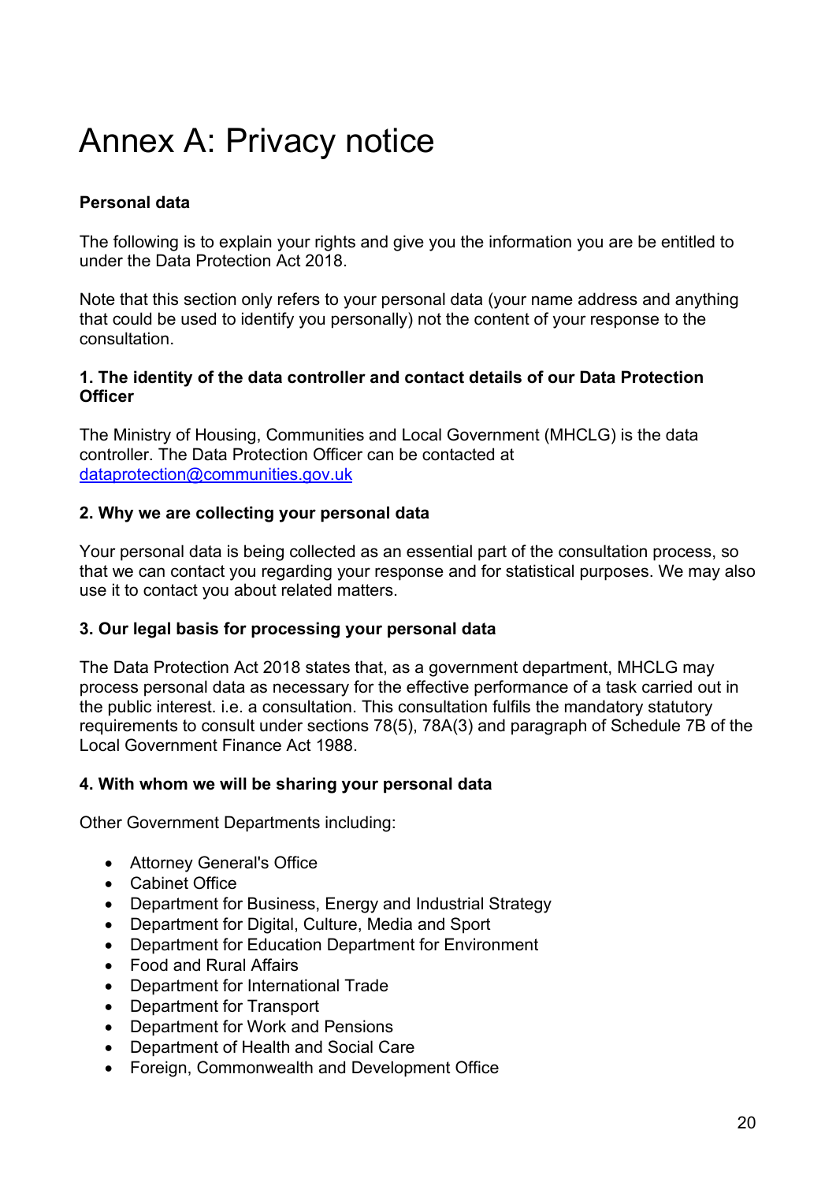# Annex A: Privacy notice

**Personal data**

The following is to explain your rights and give you the information you are be entitled to under the Data Protection Act 2018.

Note that this section only refers to your personal data (your name address and anything that could be used to identify you personally) not the content of your response to the consultation.

**1. The identity of the data controller and contact details of our Data Protection Officer**

The Ministry of Housing, Communities and Local Government (MHCLG) is the data controller. The Data Protection Officer can be contacted at dataprotection@communities.gov.uk

**2. Why we are collecting your personal data**

Your personal data is being collected as an essential part of the consultation process, so that we can contact you regarding your response and for statistical purposes. We may also use it to contact you about related matters.

**3. Our legal basis for processing your personal data**

The Data Protection Act 2018 states that, as a government department, MHCLG may process personal data as necessary for the effective performance of a task carried out in the public interest. i.e. a consultation. This consultation fulfils the mandatory statutory requirements to consult under sections 78(5), 78A(3) and paragraph of Schedule 7B of the Local Government Finance Act 1988.

**4. With whom we will be sharing your personal data**

Other Government Departments including:

- Attorney General's Office
- Cabinet Office
- Department for Business, Energy and Industrial Strategy
- Department for Digital, Culture, Media and Sport
- Department for Education Department for Environment
- Food and Rural Affairs
- Department for International Trade
- Department for Transport
- Department for Work and Pensions
- Department of Health and Social Care
- Foreign, Commonwealth and Development Office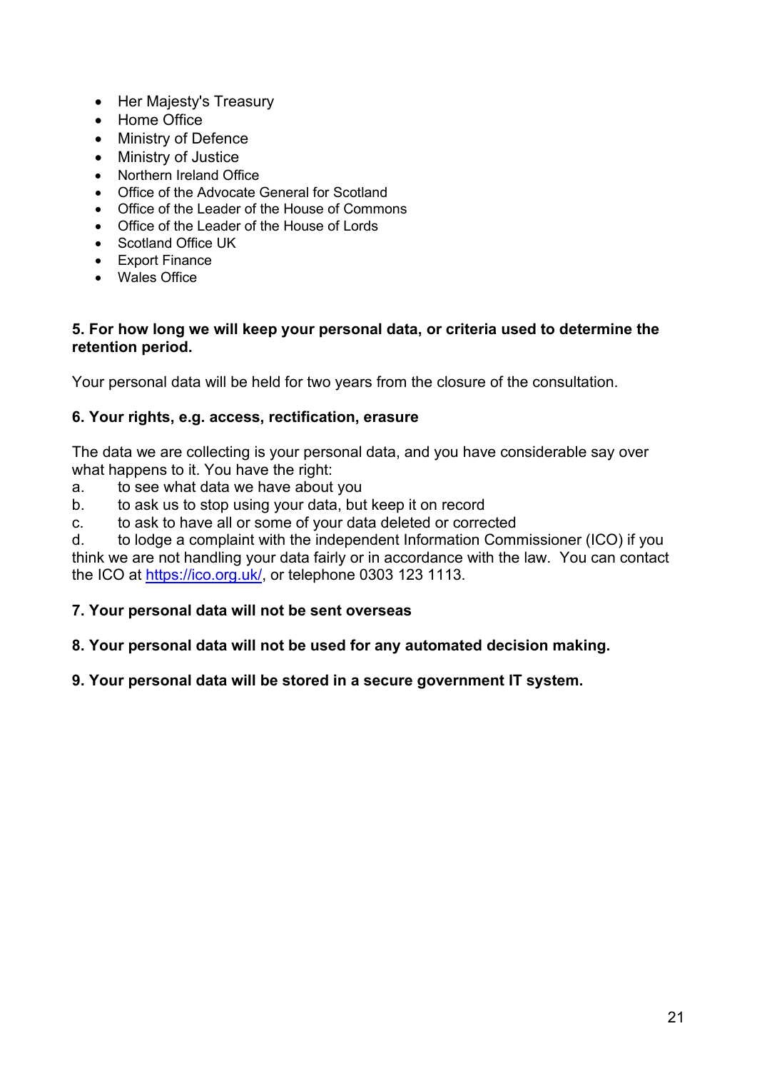- Her Majesty's Treasury
- Home Office
- Ministry of Defence
- Ministry of Justice
- Northern Ireland Office
- Office of the Advocate General for Scotland
- Office of the Leader of the House of Commons
- Office of the Leader of the House of Lords
- Scotland Office UK
- Export Finance
- Wales Office

**5. For how long we will keep your personal data, or criteria used to determine the retention period.**

Your personal data will be held for two years from the closure of the consultation.

**6. Your rights, e.g. access, rectification, erasure**

The data we are collecting is your personal data, and you have considerable say over what happens to it. You have the right:

a. to see what data we have about you

b. to ask us to stop using your data, but keep it on record

c. to ask to have all or some of your data deleted or corrected

d. to lodge a complaint with the independent Information Commissioner (ICO) if you think we are not handling your data fairly or in accordance with the law. You can contact the ICO at https://ico.org.uk/, or telephone 0303 123 1113.

**7. Your personal data will not be sent overseas**

**8. Your personal data will not be used for any automated decision making.**

**9. Your personal data will be stored in a secure government IT system.**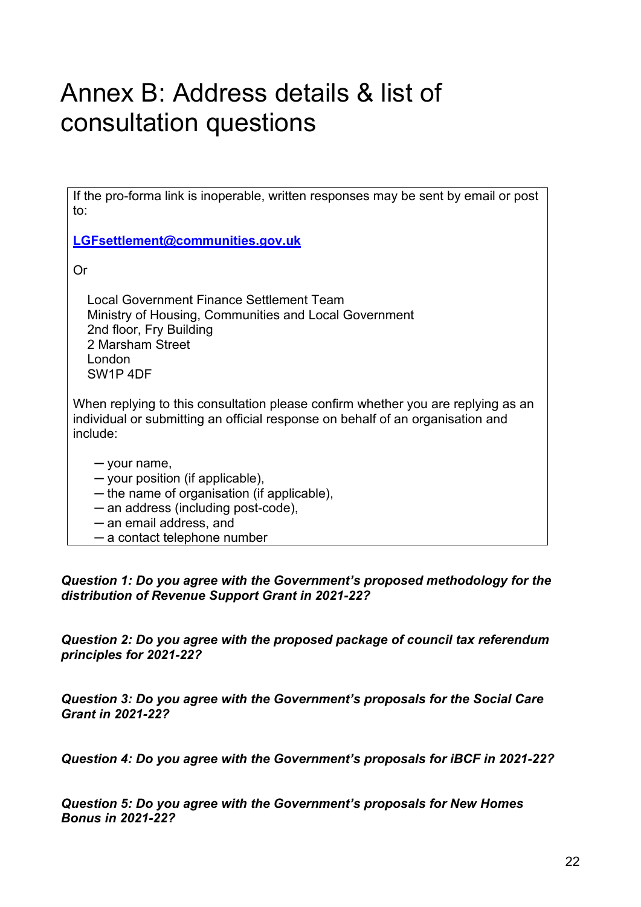# Annex B: Address details & list of consultation questions

If the pro-forma link is inoperable, written responses may be sent by email or post to:

**[LGFsettlement@communities.gov.uk](mailto:LGFsettlement@communities.gov.uk)**

Or

Local Government Finance Settlement Team
Ministry of Housing, Communities and Local Government
2nd floor, Fry Building
2 Marsham Street
London
SW1P 4DF

When replying to this consultation please confirm whether you are replying as an individual or submitting an official response on behalf of an organisation and include:

- your name,
- your position (if applicable),
- the name of organisation (if applicable),
- an address (including post-code),
- an email address, and
- a contact telephone number

***Question 1: Do you agree with the Government's proposed methodology for the distribution of Revenue Support Grant in 2021-22?***

***Question 2: Do you agree with the proposed package of council tax referendum principles for 2021-22?***

***Question 3: Do you agree with the Government's proposals for the Social Care Grant in 2021-22?***

***Question 4: Do you agree with the Government's proposals for iBCF in 2021-22?***

***Question 5: Do you agree with the Government's proposals for New Homes Bonus in 2021-22?***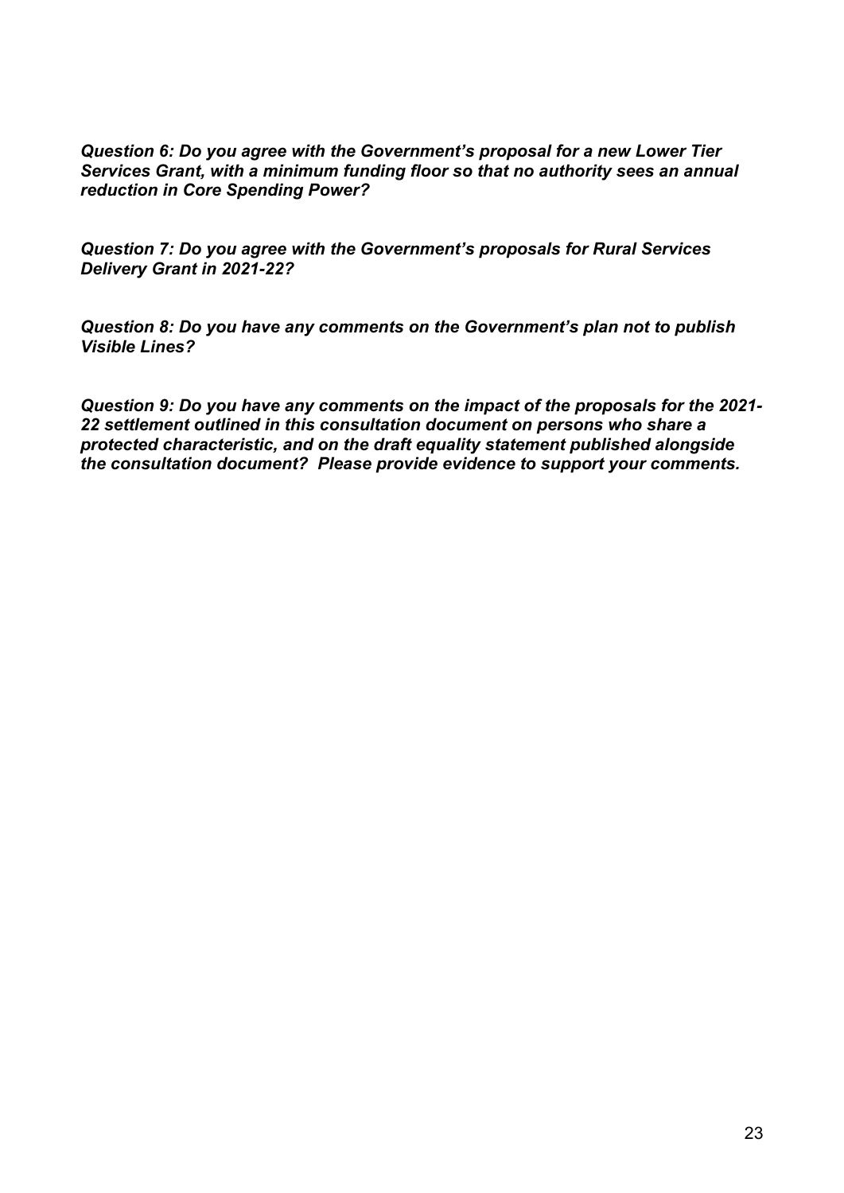***Question 6: Do you agree with the Government's proposal for a new Lower Tier Services Grant, with a minimum funding floor so that no authority sees an annual reduction in Core Spending Power?***

***Question 7: Do you agree with the Government's proposals for Rural Services Delivery Grant in 2021-22?***

***Question 8: Do you have any comments on the Government's plan not to publish Visible Lines?***

***Question 9: Do you have any comments on the impact of the proposals for the 2021-22 settlement outlined in this consultation document on persons who share a protected characteristic, and on the draft equality statement published alongside the consultation document? Please provide evidence to support your comments.***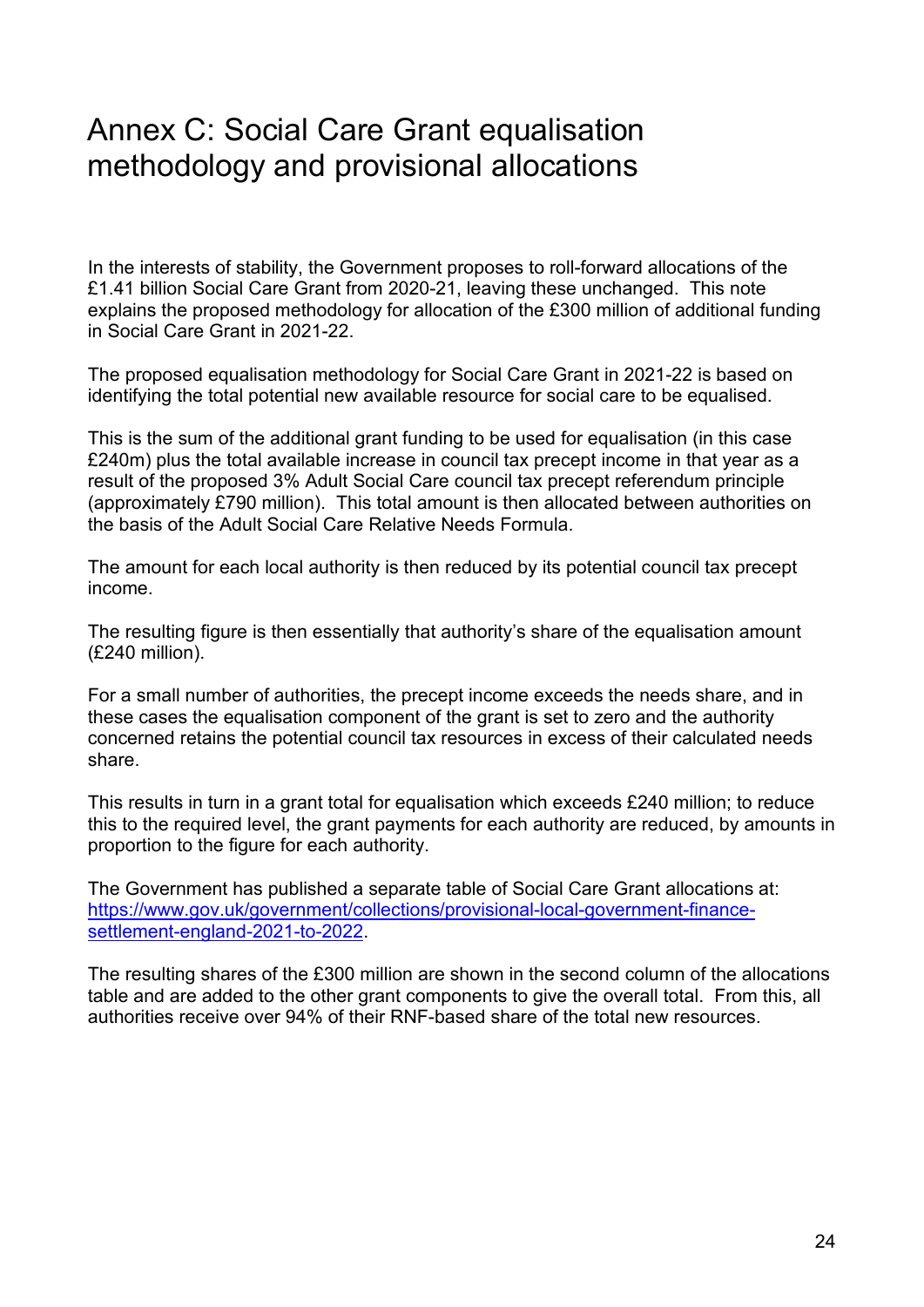# Annex C: Social Care Grant equalisation methodology and provisional allocations

In the interests of stability, the Government proposes to roll-forward allocations of the £1.41 billion Social Care Grant from 2020-21, leaving these unchanged. This note explains the proposed methodology for allocation of the £300 million of additional funding in Social Care Grant in 2021-22.

The proposed equalisation methodology for Social Care Grant in 2021-22 is based on identifying the total potential new available resource for social care to be equalised.

This is the sum of the additional grant funding to be used for equalisation (in this case £240m) plus the total available increase in council tax precept income in that year as a result of the proposed 3% Adult Social Care council tax precept referendum principle (approximately £790 million). This total amount is then allocated between authorities on the basis of the Adult Social Care Relative Needs Formula.

The amount for each local authority is then reduced by its potential council tax precept income.

The resulting figure is then essentially that authority's share of the equalisation amount (£240 million).

For a small number of authorities, the precept income exceeds the needs share, and in these cases the equalisation component of the grant is set to zero and the authority concerned retains the potential council tax resources in excess of their calculated needs share.

This results in turn in a grant total for equalisation which exceeds £240 million; to reduce this to the required level, the grant payments for each authority are reduced, by amounts in proportion to the figure for each authority.

The Government has published a separate table of Social Care Grant allocations at: [https://www.gov.uk/government/collections/provisional-local-government-finance-settlement-england-2021-to-2022](https://www.gov.uk/government/collections/provisional-local-government-finance-settlement-england-2021-to-2022).

The resulting shares of the £300 million are shown in the second column of the allocations table and are added to the other grant components to give the overall total. From this, all authorities receive over 94% of their RNF-based share of the total new resources.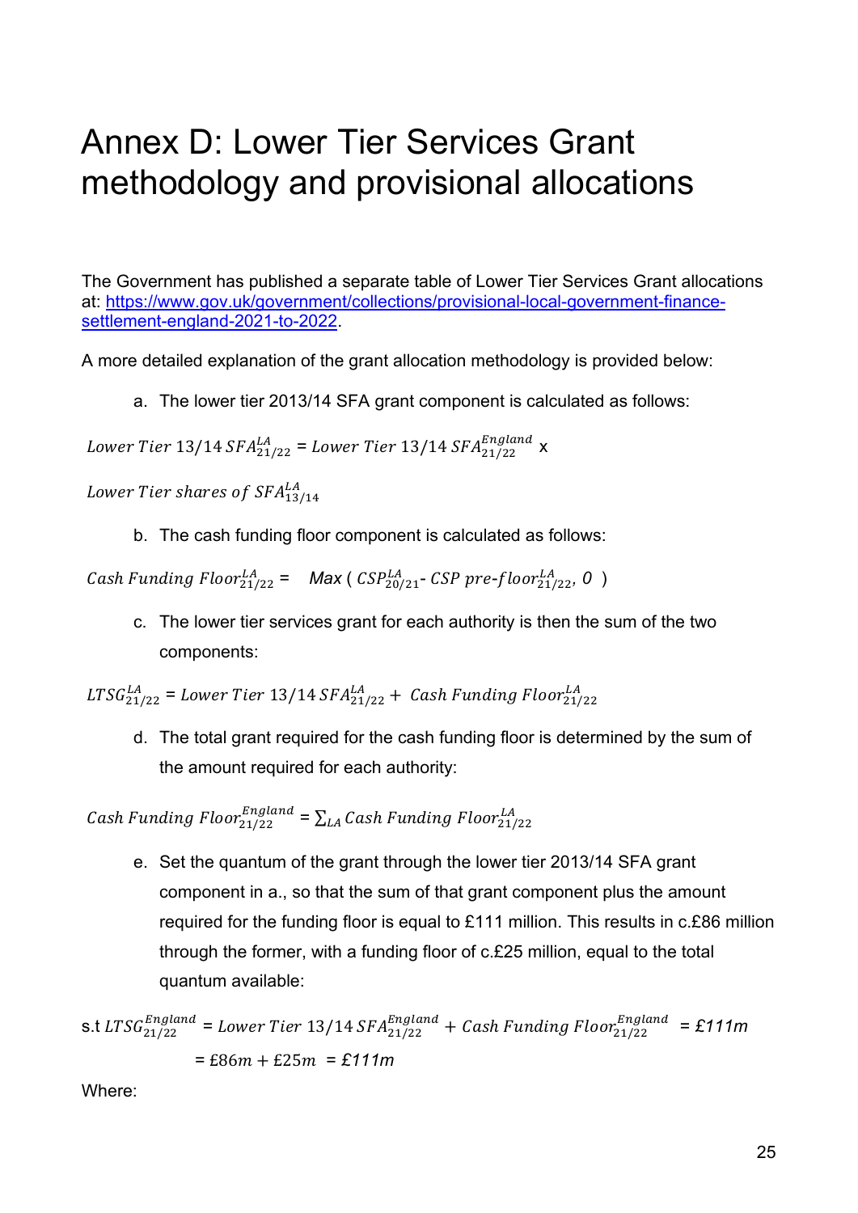# Annex D: Lower Tier Services Grant methodology and provisional allocations

The Government has published a separate table of Lower Tier Services Grant allocations at: [https://www.gov.uk/government/collections/provisional-local-government-finance-settlement-england-2021-to-2022](https://www.gov.uk/government/collections/provisional-local-government-finance-settlement-england-2021-to-2022).

A more detailed explanation of the grant allocation methodology is provided below:

a. The lower tier 2013/14 SFA grant component is calculated as follows:

$$Lower\ Tier\ 13/14\ SFA^{LA}_{21/22} = Lower\ Tier\ 13/14\ SFA^{England}_{21/22} \times Lower\ Tier\ shares\ of\ SFA^{LA}_{13/14}$$

b. The cash funding floor component is calculated as follows:

$$Cash\ Funding\ Floor^{LA}_{21/22} = \text{Max}\ (\ CSP^{LA}_{20/21} - CSP\ pre\text{-}floor^{LA}_{21/22},\ 0\ )$$

c. The lower tier services grant for each authority is then the sum of the two components:

$$LTSG^{LA}_{21/22} = Lower\ Tier\ 13/14\ SFA^{LA}_{21/22} + Cash\ Funding\ Floor^{LA}_{21/22}$$

d. The total grant required for the cash funding floor is determined by the sum of the amount required for each authority:

$$Cash\ Funding\ Floor^{England}_{21/22} = \sum_{LA} Cash\ Funding\ Floor^{LA}_{21/22}$$

e. Set the quantum of the grant through the lower tier 2013/14 SFA grant component in a., so that the sum of that grant component plus the amount required for the funding floor is equal to £111 million. This results in c.£86 million through the former, with a funding floor of c.£25 million, equal to the total quantum available:

$$\text{s.t } LTSG^{England}_{21/22} = Lower\ Tier\ 13/14\ SFA^{England}_{21/22} + Cash\ Funding\ Floor^{England}_{21/22} = £111m$$

$$= £86m + £25m = £111m$$

Where: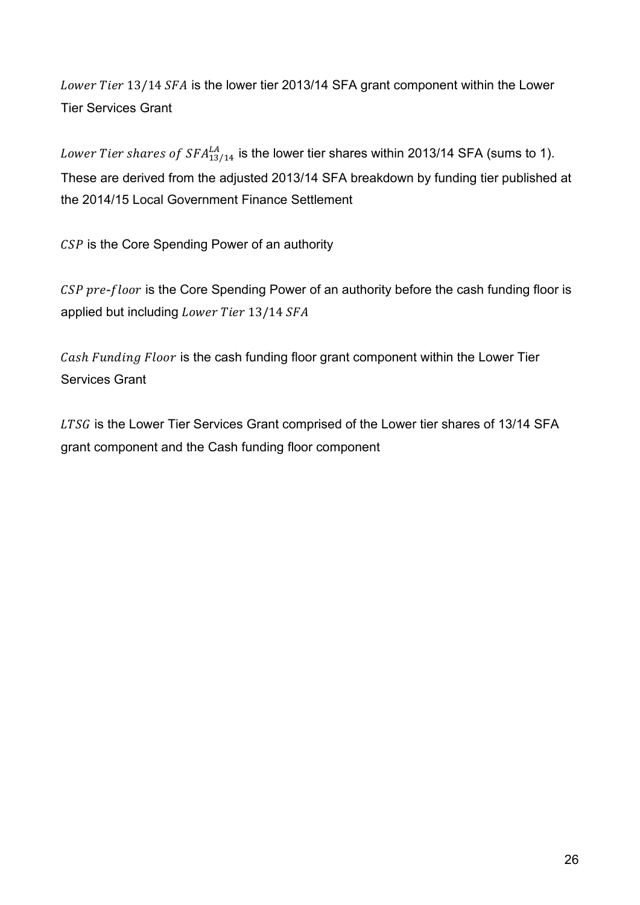$Lower\ Tier\ 13/14\ SFA$ is the lower tier 2013/14 SFA grant component within the Lower Tier Services Grant

$Lower\ Tier\ shares\ of\ SFA^{LA}_{13/14}$ is the lower tier shares within 2013/14 SFA (sums to 1). These are derived from the adjusted 2013/14 SFA breakdown by funding tier published at the 2014/15 Local Government Finance Settlement

$CSP$ is the Core Spending Power of an authority

$CSP\ pre\text{-}floor$ is the Core Spending Power of an authority before the cash funding floor is applied but including $Lower\ Tier\ 13/14\ SFA$

$Cash\ Funding\ Floor$ is the cash funding floor grant component within the Lower Tier Services Grant

$LTSG$ is the Lower Tier Services Grant comprised of the Lower tier shares of 13/14 SFA grant component and the Cash funding floor component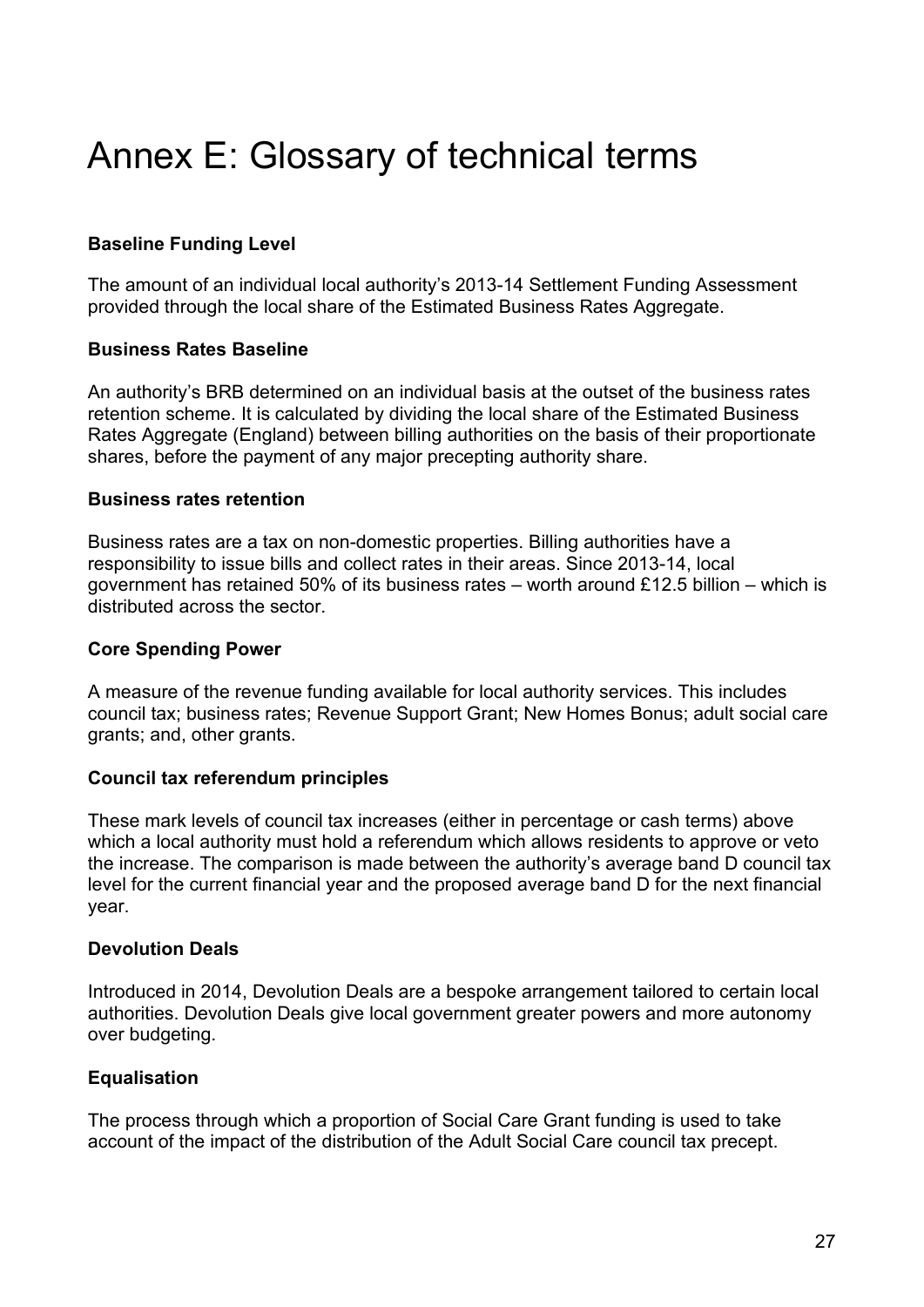# Annex E: Glossary of technical terms

**Baseline Funding Level**

The amount of an individual local authority's 2013-14 Settlement Funding Assessment provided through the local share of the Estimated Business Rates Aggregate.

**Business Rates Baseline**

An authority's BRB determined on an individual basis at the outset of the business rates retention scheme. It is calculated by dividing the local share of the Estimated Business Rates Aggregate (England) between billing authorities on the basis of their proportionate shares, before the payment of any major precepting authority share.

**Business rates retention**

Business rates are a tax on non-domestic properties. Billing authorities have a responsibility to issue bills and collect rates in their areas. Since 2013-14, local government has retained 50% of its business rates – worth around £12.5 billion – which is distributed across the sector.

**Core Spending Power**

A measure of the revenue funding available for local authority services. This includes council tax; business rates; Revenue Support Grant; New Homes Bonus; adult social care grants; and, other grants.

**Council tax referendum principles**

These mark levels of council tax increases (either in percentage or cash terms) above which a local authority must hold a referendum which allows residents to approve or veto the increase. The comparison is made between the authority's average band D council tax level for the current financial year and the proposed average band D for the next financial year.

**Devolution Deals**

Introduced in 2014, Devolution Deals are a bespoke arrangement tailored to certain local authorities. Devolution Deals give local government greater powers and more autonomy over budgeting.

**Equalisation**

The process through which a proportion of Social Care Grant funding is used to take account of the impact of the distribution of the Adult Social Care council tax precept.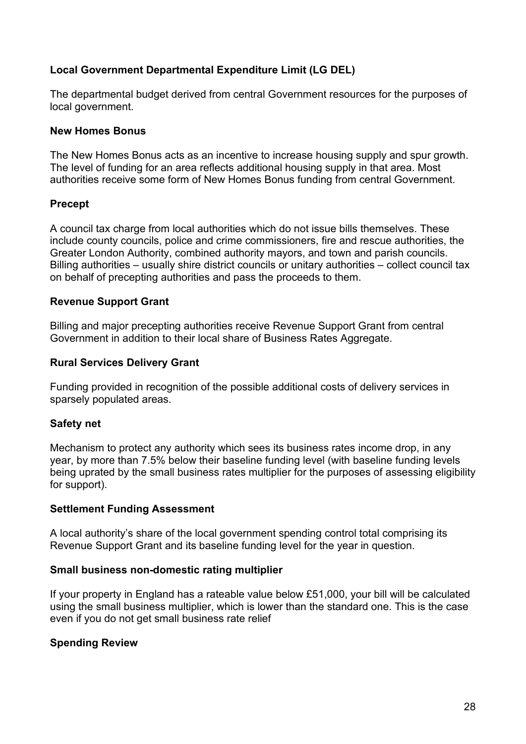**Local Government Departmental Expenditure Limit (LG DEL)**

The departmental budget derived from central Government resources for the purposes of local government.

**New Homes Bonus**

The New Homes Bonus acts as an incentive to increase housing supply and spur growth. The level of funding for an area reflects additional housing supply in that area. Most authorities receive some form of New Homes Bonus funding from central Government.

**Precept**

A council tax charge from local authorities which do not issue bills themselves. These include county councils, police and crime commissioners, fire and rescue authorities, the Greater London Authority, combined authority mayors, and town and parish councils. Billing authorities – usually shire district councils or unitary authorities – collect council tax on behalf of precepting authorities and pass the proceeds to them.

**Revenue Support Grant**

Billing and major precepting authorities receive Revenue Support Grant from central Government in addition to their local share of Business Rates Aggregate.

**Rural Services Delivery Grant**

Funding provided in recognition of the possible additional costs of delivery services in sparsely populated areas.

**Safety net**

Mechanism to protect any authority which sees its business rates income drop, in any year, by more than 7.5% below their baseline funding level (with baseline funding levels being uprated by the small business rates multiplier for the purposes of assessing eligibility for support).

**Settlement Funding Assessment**

A local authority's share of the local government spending control total comprising its Revenue Support Grant and its baseline funding level for the year in question.

**Small business non-domestic rating multiplier**

If your property in England has a rateable value below £51,000, your bill will be calculated using the small business multiplier, which is lower than the standard one. This is the case even if you do not get small business rate relief

**Spending Review**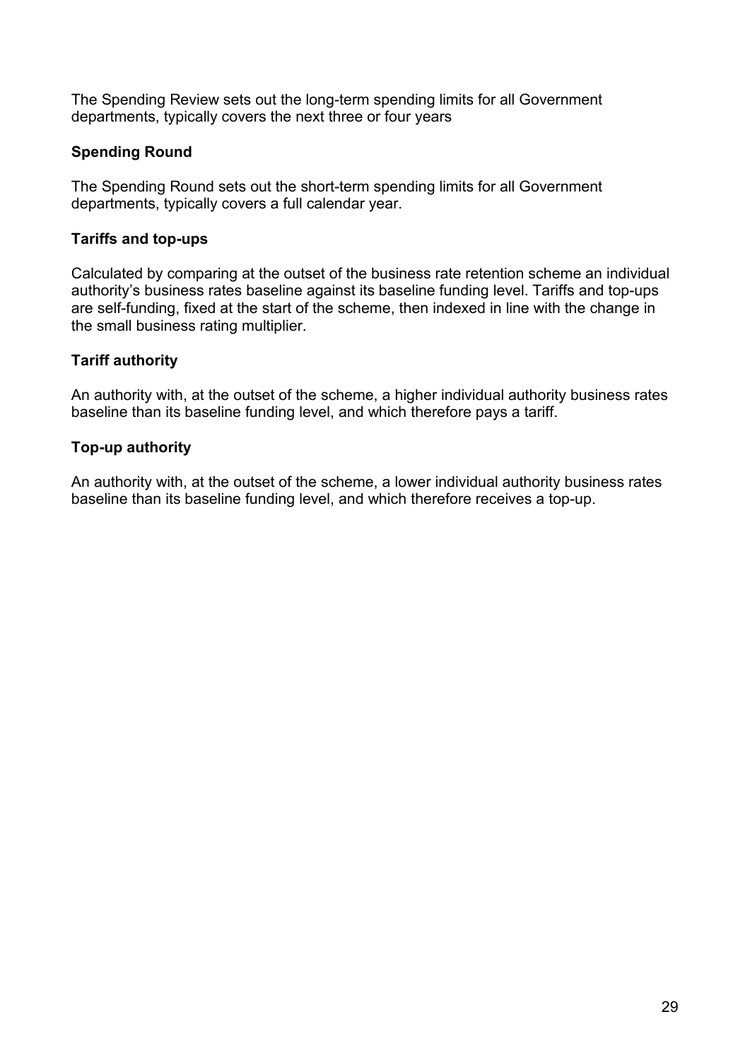The Spending Review sets out the long-term spending limits for all Government departments, typically covers the next three or four years

**Spending Round**

The Spending Round sets out the short-term spending limits for all Government departments, typically covers a full calendar year.

**Tariffs and top-ups**

Calculated by comparing at the outset of the business rate retention scheme an individual authority's business rates baseline against its baseline funding level. Tariffs and top-ups are self-funding, fixed at the start of the scheme, then indexed in line with the change in the small business rating multiplier.

**Tariff authority**

An authority with, at the outset of the scheme, a higher individual authority business rates baseline than its baseline funding level, and which therefore pays a tariff.

**Top-up authority**

An authority with, at the outset of the scheme, a lower individual authority business rates baseline than its baseline funding level, and which therefore receives a top-up.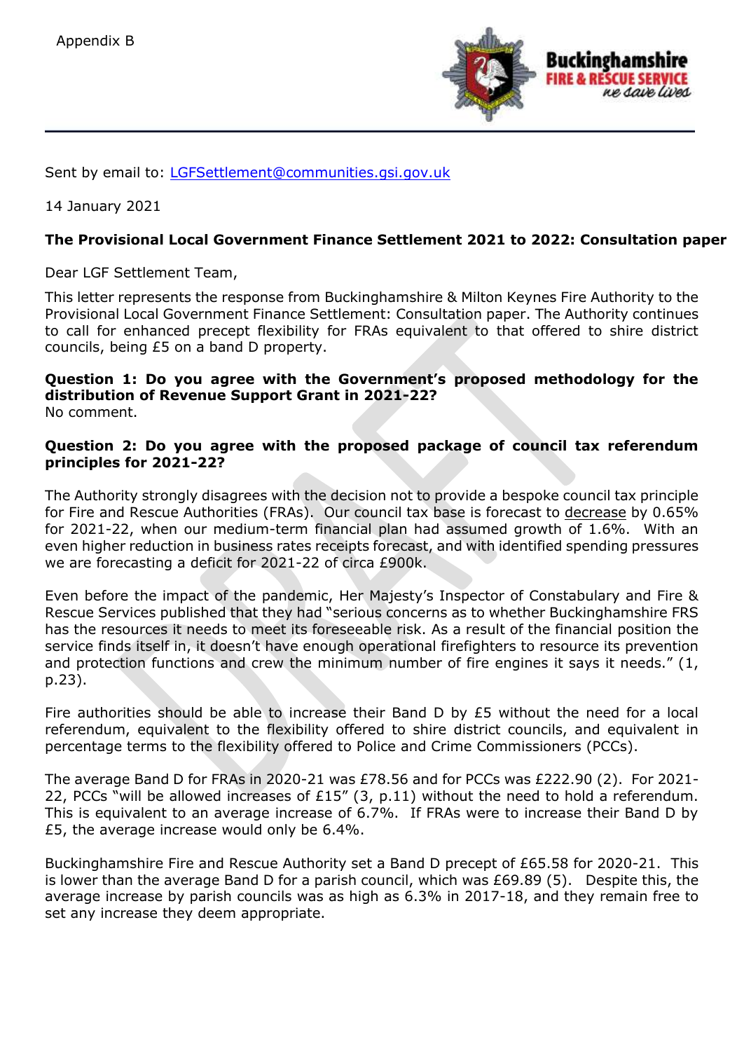Appendix B

Sent by email to: [LGFSettlement@communities.gsi.gov.uk](mailto:LGFSettlement@communities.gsi.gov.uk)

14 January 2021

**The Provisional Local Government Finance Settlement 2021 to 2022: Consultation paper**

Dear LGF Settlement Team,

This letter represents the response from Buckinghamshire & Milton Keynes Fire Authority to the Provisional Local Government Finance Settlement: Consultation paper. The Authority continues to call for enhanced precept flexibility for FRAs equivalent to that offered to shire district councils, being £5 on a band D property.

**Question 1: Do you agree with the Government's proposed methodology for the distribution of Revenue Support Grant in 2021-22?**
No comment.

**Question 2: Do you agree with the proposed package of council tax referendum principles for 2021-22?**

The Authority strongly disagrees with the decision not to provide a bespoke council tax principle for Fire and Rescue Authorities (FRAs). Our council tax base is forecast to decrease by 0.65% for 2021-22, when our medium-term financial plan had assumed growth of 1.6%. With an even higher reduction in business rates receipts forecast, and with identified spending pressures we are forecasting a deficit for 2021-22 of circa £900k.

Even before the impact of the pandemic, Her Majesty's Inspector of Constabulary and Fire & Rescue Services published that they had "serious concerns as to whether Buckinghamshire FRS has the resources it needs to meet its foreseeable risk. As a result of the financial position the service finds itself in, it doesn't have enough operational firefighters to resource its prevention and protection functions and crew the minimum number of fire engines it says it needs." (1, p.23).

Fire authorities should be able to increase their Band D by £5 without the need for a local referendum, equivalent to the flexibility offered to shire district councils, and equivalent in percentage terms to the flexibility offered to Police and Crime Commissioners (PCCs).

The average Band D for FRAs in 2020-21 was £78.56 and for PCCs was £222.90 (2). For 2021-22, PCCs "will be allowed increases of £15" (3, p.11) without the need to hold a referendum. This is equivalent to an average increase of 6.7%. If FRAs were to increase their Band D by £5, the average increase would only be 6.4%.

Buckinghamshire Fire and Rescue Authority set a Band D precept of £65.58 for 2020-21. This is lower than the average Band D for a parish council, which was £69.89 (5). Despite this, the average increase by parish councils was as high as 6.3% in 2017-18, and they remain free to set any increase they deem appropriate.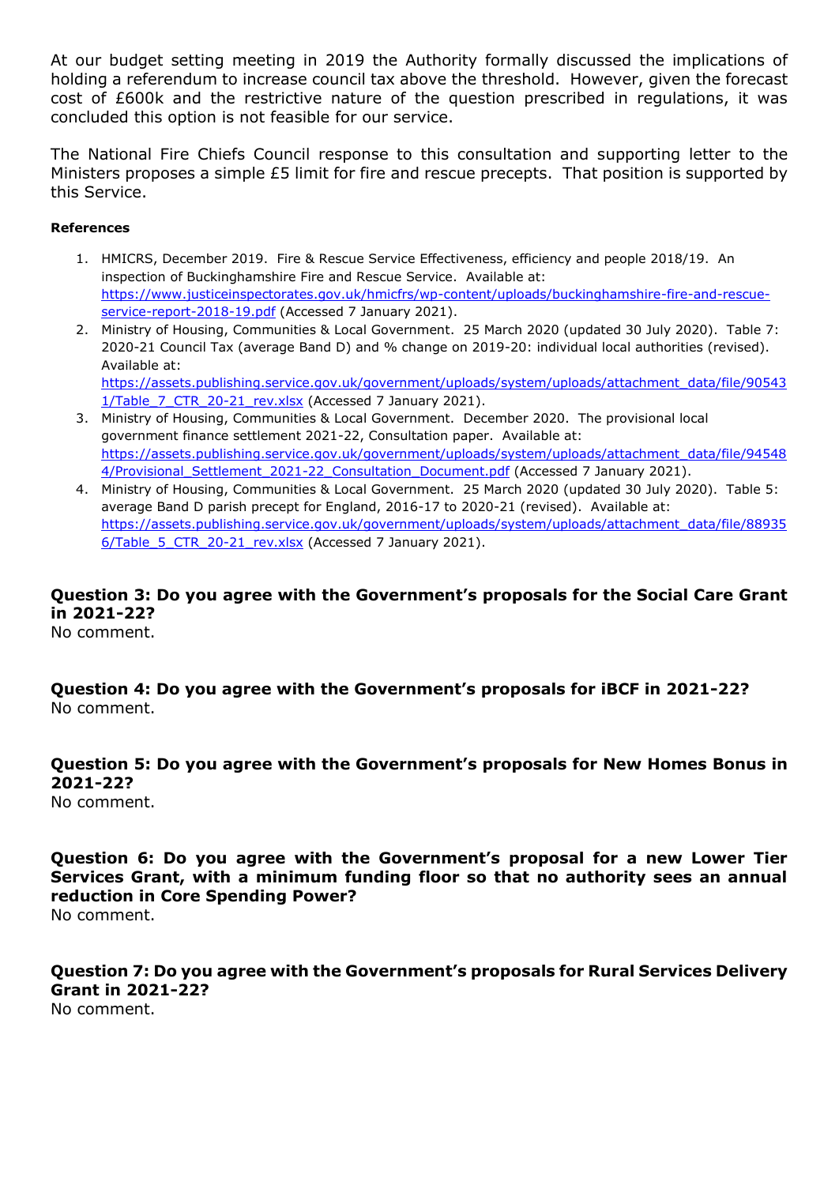At our budget setting meeting in 2019 the Authority formally discussed the implications of holding a referendum to increase council tax above the threshold. However, given the forecast cost of £600k and the restrictive nature of the question prescribed in regulations, it was concluded this option is not feasible for our service.

The National Fire Chiefs Council response to this consultation and supporting letter to the Ministers proposes a simple £5 limit for fire and rescue precepts. That position is supported by this Service.

**References**

1. HMICRS, December 2019. Fire & Rescue Service Effectiveness, efficiency and people 2018/19. An inspection of Buckinghamshire Fire and Rescue Service. Available at: https://www.justiceinspectorates.gov.uk/hmicfrs/wp-content/uploads/buckinghamshire-fire-and-rescue-service-report-2018-19.pdf (Accessed 7 January 2021).
2. Ministry of Housing, Communities & Local Government. 25 March 2020 (updated 30 July 2020). Table 7: 2020-21 Council Tax (average Band D) and % change on 2019-20: individual local authorities (revised). Available at: https://assets.publishing.service.gov.uk/government/uploads/system/uploads/attachment_data/file/905431/Table_7_CTR_20-21_rev.xlsx (Accessed 7 January 2021).
3. Ministry of Housing, Communities & Local Government. December 2020. The provisional local government finance settlement 2021-22, Consultation paper. Available at: https://assets.publishing.service.gov.uk/government/uploads/system/uploads/attachment_data/file/945484/Provisional_Settlement_2021-22_Consultation_Document.pdf (Accessed 7 January 2021).
4. Ministry of Housing, Communities & Local Government. 25 March 2020 (updated 30 July 2020). Table 5: average Band D parish precept for England, 2016-17 to 2020-21 (revised). Available at: https://assets.publishing.service.gov.uk/government/uploads/system/uploads/attachment_data/file/889356/Table_5_CTR_20-21_rev.xlsx (Accessed 7 January 2021).

**Question 3: Do you agree with the Government's proposals for the Social Care Grant in 2021-22?**
No comment.

**Question 4: Do you agree with the Government's proposals for iBCF in 2021-22?**
No comment.

**Question 5: Do you agree with the Government's proposals for New Homes Bonus in 2021-22?**
No comment.

**Question 6: Do you agree with the Government's proposal for a new Lower Tier Services Grant, with a minimum funding floor so that no authority sees an annual reduction in Core Spending Power?**
No comment.

**Question 7: Do you agree with the Government's proposals for Rural Services Delivery Grant in 2021-22?**
No comment.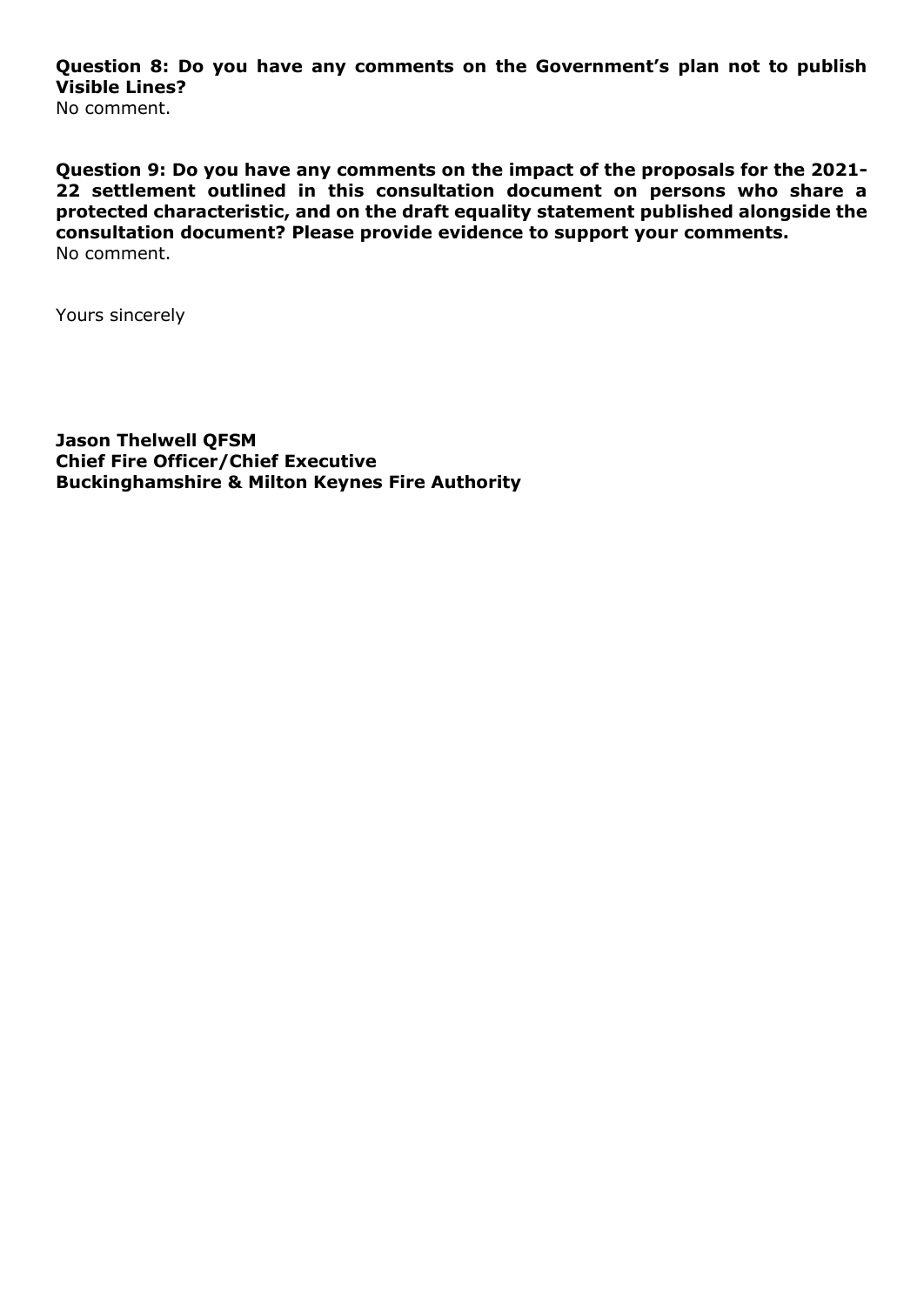**Question 8: Do you have any comments on the Government's plan not to publish Visible Lines?**
No comment.

**Question 9: Do you have any comments on the impact of the proposals for the 2021-22 settlement outlined in this consultation document on persons who share a protected characteristic, and on the draft equality statement published alongside the consultation document? Please provide evidence to support your comments.**
No comment.

Yours sincerely

**Jason Thelwell QFSM**
**Chief Fire Officer/Chief Executive**
**Buckinghamshire & Milton Keynes Fire Authority**